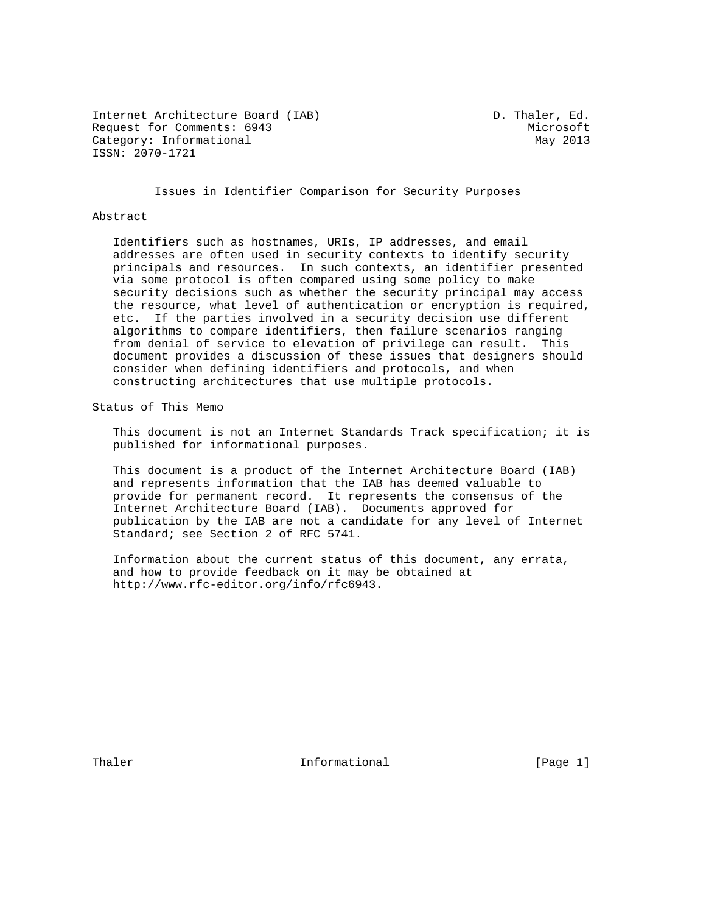Internet Architecture Board (IAB)  
Request for Comments: 6943  
Category: Informational  
ISSN: 2070-1721

D. Thaler, Ed.  
Microsoft  
May 2013

# Issues in Identifier Comparison for Security Purposes

## Abstract

Identifiers such as hostnames, URIs, IP addresses, and email addresses are often used in security contexts to identify security principals and resources. In such contexts, an identifier presented via some protocol is often compared using some policy to make security decisions such as whether the security principal may access the resource, what level of authentication or encryption is required, etc. If the parties involved in a security decision use different algorithms to compare identifiers, then failure scenarios ranging from denial of service to elevation of privilege can result. This document provides a discussion of these issues that designers should consider when defining identifiers and protocols, and when constructing architectures that use multiple protocols.

## Status of This Memo

This document is not an Internet Standards Track specification; it is published for informational purposes.

This document is a product of the Internet Architecture Board (IAB) and represents information that the IAB has deemed valuable to provide for permanent record. It represents the consensus of the Internet Architecture Board (IAB). Documents approved for publication by the IAB are not a candidate for any level of Internet Standard; see Section 2 of RFC 5741.

Information about the current status of this document, any errata, and how to provide feedback on it may be obtained at http://www.rfc-editor.org/info/rfc6943.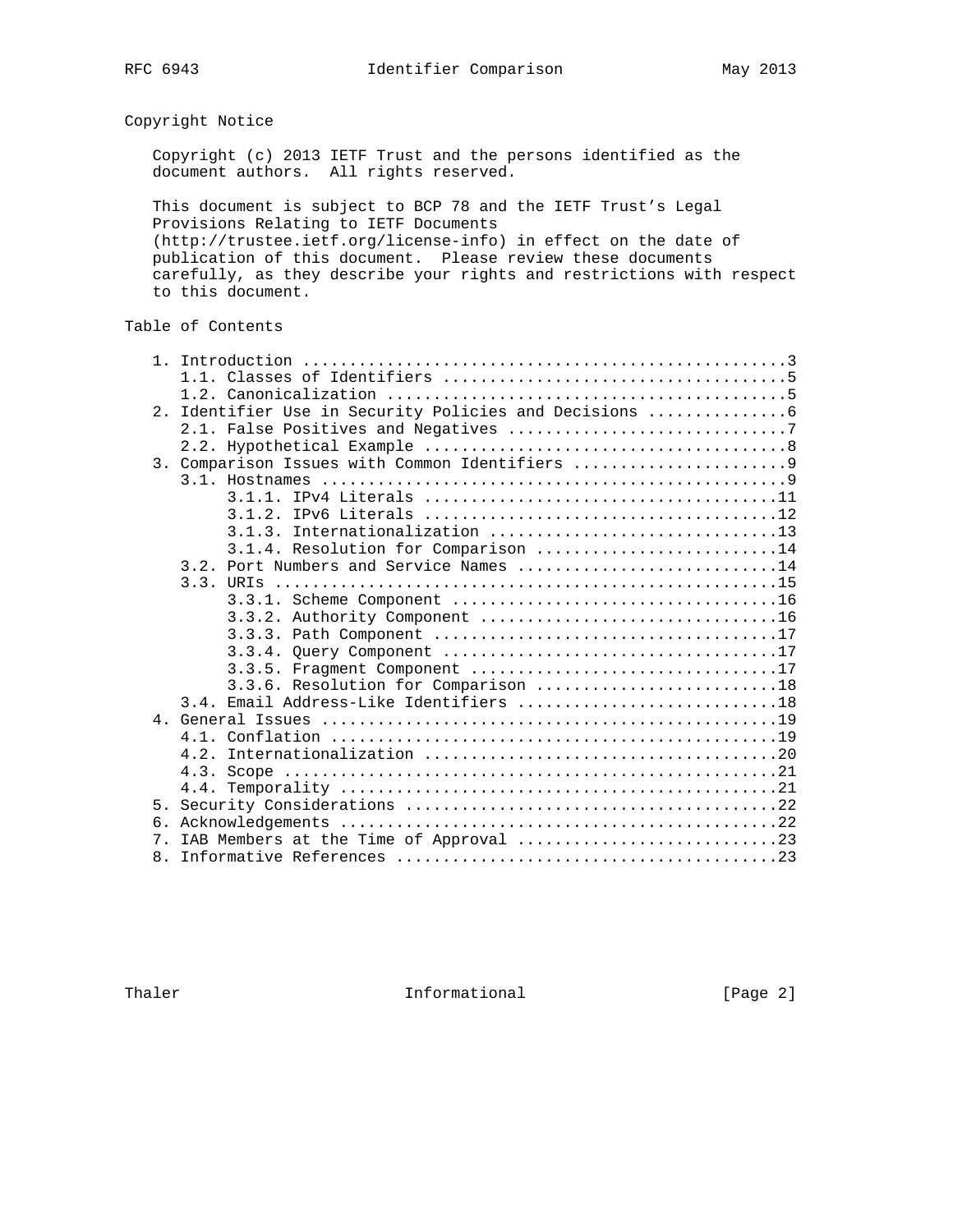## Copyright Notice

Copyright (c) 2013 IETF Trust and the persons identified as the document authors. All rights reserved.

This document is subject to BCP 78 and the IETF Trust's Legal Provisions Relating to IETF Documents (http://trustee.ietf.org/license-info) in effect on the date of publication of this document. Please review these documents carefully, as they describe your rights and restrictions with respect to this document.

## Table of Contents

```
   1. Introduction ....................................................3
      1.1. Classes of Identifiers .....................................5
      1.2. Canonicalization ...........................................5
   2. Identifier Use in Security Policies and Decisions ...............6
      2.1. False Positives and Negatives ..............................7
      2.2. Hypothetical Example .......................................8
   3. Comparison Issues with Common Identifiers .......................9
      3.1. Hostnames ..................................................9
           3.1.1. IPv4 Literals ......................................11
           3.1.2. IPv6 Literals ......................................12
           3.1.3. Internationalization ...............................13
           3.1.4. Resolution for Comparison ..........................14
      3.2. Port Numbers and Service Names ............................14
      3.3. URIs ......................................................15
           3.3.1. Scheme Component ...................................16
           3.3.2. Authority Component ................................16
           3.3.3. Path Component .....................................17
           3.3.4. Query Component ....................................17
           3.3.5. Fragment Component .................................17
           3.3.6. Resolution for Comparison ..........................18
      3.4. Email Address-Like Identifiers ............................18
   4. General Issues .................................................19
      4.1. Conflation ................................................19
      4.2. Internationalization ......................................20
      4.3. Scope .....................................................21
      4.4. Temporality ...............................................21
   5. Security Considerations ........................................22
   6. Acknowledgements ...............................................22
   7. IAB Members at the Time of Approval ............................23
   8. Informative References .........................................23
```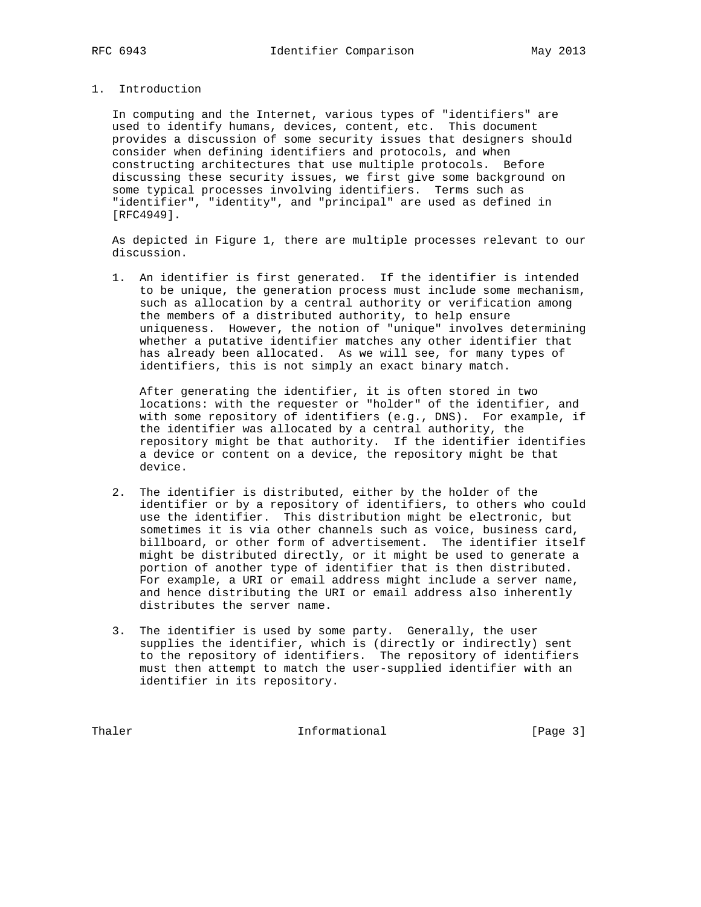# 1. Introduction

In computing and the Internet, various types of "identifiers" are used to identify humans, devices, content, etc. This document provides a discussion of some security issues that designers should consider when defining identifiers and protocols, and when constructing architectures that use multiple protocols. Before discussing these security issues, we first give some background on some typical processes involving identifiers. Terms such as "identifier", "identity", and "principal" are used as defined in [RFC4949].

As depicted in Figure 1, there are multiple processes relevant to our discussion.

1. An identifier is first generated. If the identifier is intended to be unique, the generation process must include some mechanism, such as allocation by a central authority or verification among the members of a distributed authority, to help ensure uniqueness. However, the notion of "unique" involves determining whether a putative identifier matches any other identifier that has already been allocated. As we will see, for many types of identifiers, this is not simply an exact binary match.

   After generating the identifier, it is often stored in two locations: with the requester or "holder" of the identifier, and with some repository of identifiers (e.g., DNS). For example, if the identifier was allocated by a central authority, the repository might be that authority. If the identifier identifies a device or content on a device, the repository might be that device.

2. The identifier is distributed, either by the holder of the identifier or by a repository of identifiers, to others who could use the identifier. This distribution might be electronic, but sometimes it is via other channels such as voice, business card, billboard, or other form of advertisement. The identifier itself might be distributed directly, or it might be used to generate a portion of another type of identifier that is then distributed. For example, a URI or email address might include a server name, and hence distributing the URI or email address also inherently distributes the server name.

3. The identifier is used by some party. Generally, the user supplies the identifier, which is (directly or indirectly) sent to the repository of identifiers. The repository of identifiers must then attempt to match the user-supplied identifier with an identifier in its repository.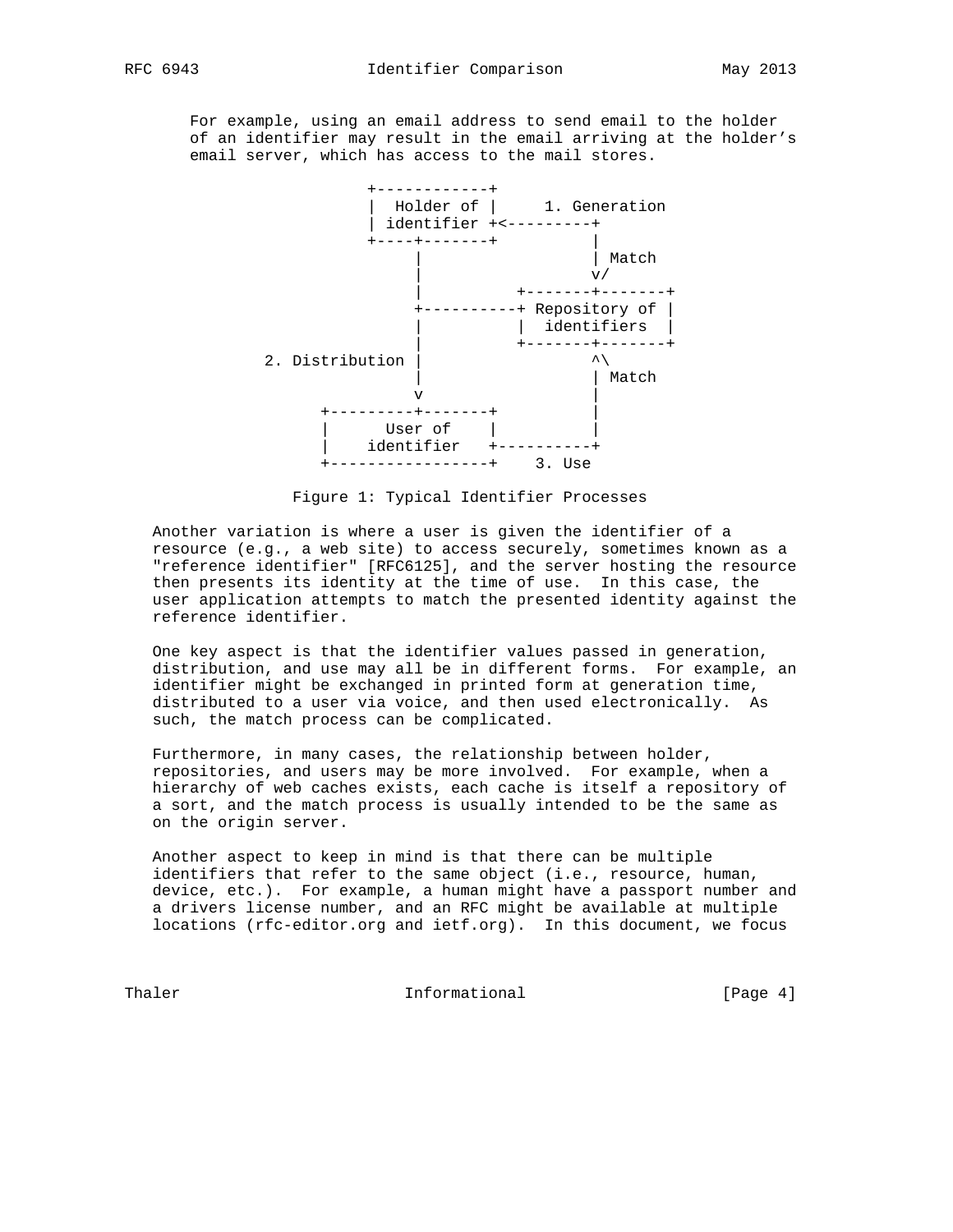For example, using an email address to send email to the holder of an identifier may result in the email arriving at the holder's email server, which has access to the mail stores.

```
                 +------------+
                 |  Holder of |     1. Generation
                 | identifier +<---------+
                 +----+-------+          |
                      |                  | Match
                      |                  v/
                      |           +-------+-------+
                      +-----------+ Repository of |
                      |           |  identifiers  |
                      |           +-------+-------+
     2. Distribution  |                  ^\
                      |                  | Match
                      v                  |
             +---------+-------+         |
             |      User of    |         |
             |    identifier   +----------+
             +-----------------+    3. Use
```

Figure 1: Typical Identifier Processes

Another variation is where a user is given the identifier of a resource (e.g., a web site) to access securely, sometimes known as a "reference identifier" [RFC6125], and the server hosting the resource then presents its identity at the time of use. In this case, the user application attempts to match the presented identity against the reference identifier.

One key aspect is that the identifier values passed in generation, distribution, and use may all be in different forms. For example, an identifier might be exchanged in printed form at generation time, distributed to a user via voice, and then used electronically. As such, the match process can be complicated.

Furthermore, in many cases, the relationship between holder, repositories, and users may be more involved. For example, when a hierarchy of web caches exists, each cache is itself a repository of a sort, and the match process is usually intended to be the same as on the origin server.

Another aspect to keep in mind is that there can be multiple identifiers that refer to the same object (i.e., resource, human, device, etc.). For example, a human might have a passport number and a drivers license number, and an RFC might be available at multiple locations (rfc-editor.org and ietf.org). In this document, we focus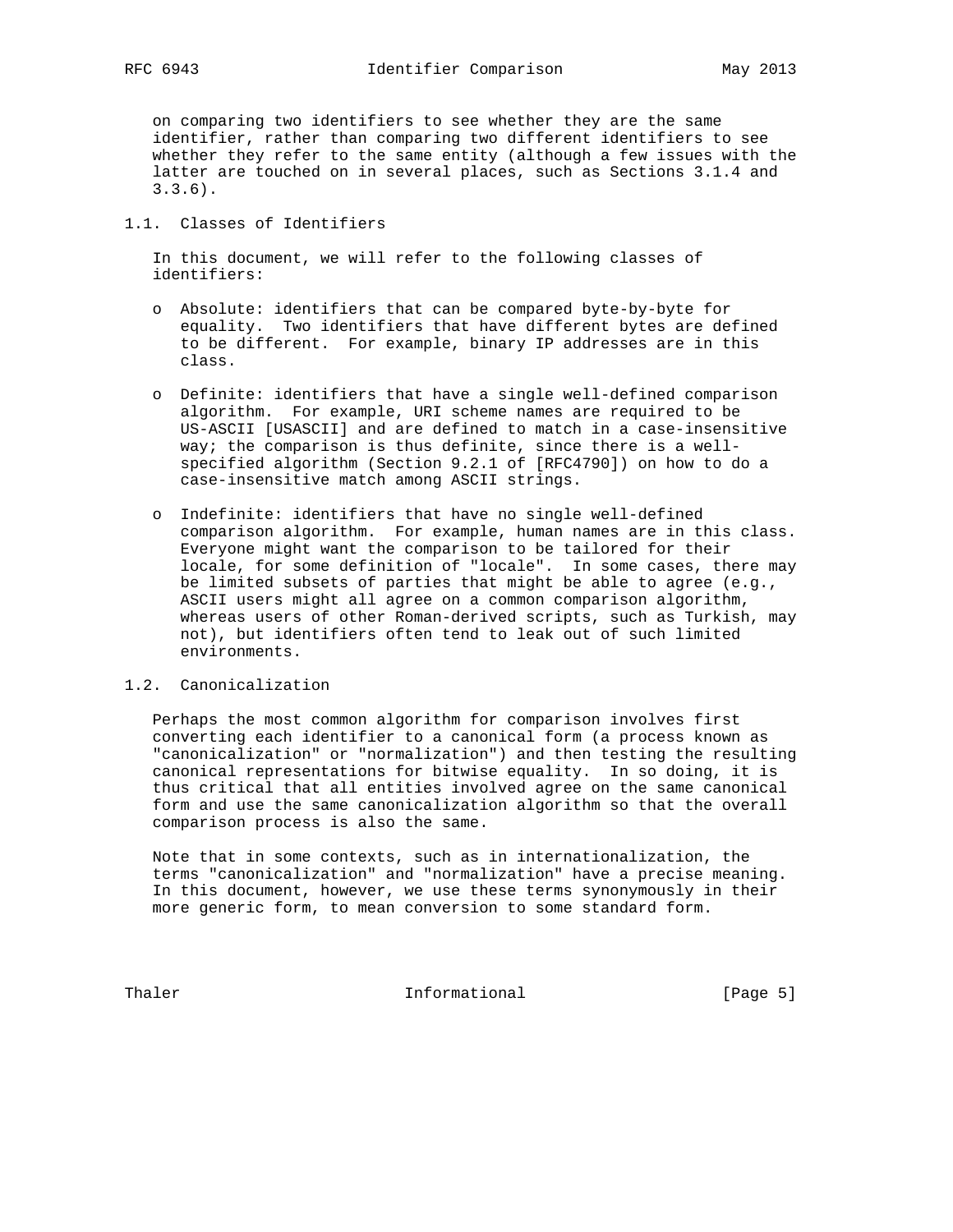on comparing two identifiers to see whether they are the same identifier, rather than comparing two different identifiers to see whether they refer to the same entity (although a few issues with the latter are touched on in several places, such as Sections 3.1.4 and 3.3.6).

## 1.1. Classes of Identifiers

In this document, we will refer to the following classes of identifiers:

- Absolute: identifiers that can be compared byte-by-byte for equality. Two identifiers that have different bytes are defined to be different. For example, binary IP addresses are in this class.

- Definite: identifiers that have a single well-defined comparison algorithm. For example, URI scheme names are required to be US-ASCII [USASCII] and are defined to match in a case-insensitive way; the comparison is thus definite, since there is a well-specified algorithm (Section 9.2.1 of [RFC4790]) on how to do a case-insensitive match among ASCII strings.

- Indefinite: identifiers that have no single well-defined comparison algorithm. For example, human names are in this class. Everyone might want the comparison to be tailored for their locale, for some definition of "locale". In some cases, there may be limited subsets of parties that might be able to agree (e.g., ASCII users might all agree on a common comparison algorithm, whereas users of other Roman-derived scripts, such as Turkish, may not), but identifiers often tend to leak out of such limited environments.

## 1.2. Canonicalization

Perhaps the most common algorithm for comparison involves first converting each identifier to a canonical form (a process known as "canonicalization" or "normalization") and then testing the resulting canonical representations for bitwise equality. In so doing, it is thus critical that all entities involved agree on the same canonical form and use the same canonicalization algorithm so that the overall comparison process is also the same.

Note that in some contexts, such as in internationalization, the terms "canonicalization" and "normalization" have a precise meaning. In this document, however, we use these terms synonymously in their more generic form, to mean conversion to some standard form.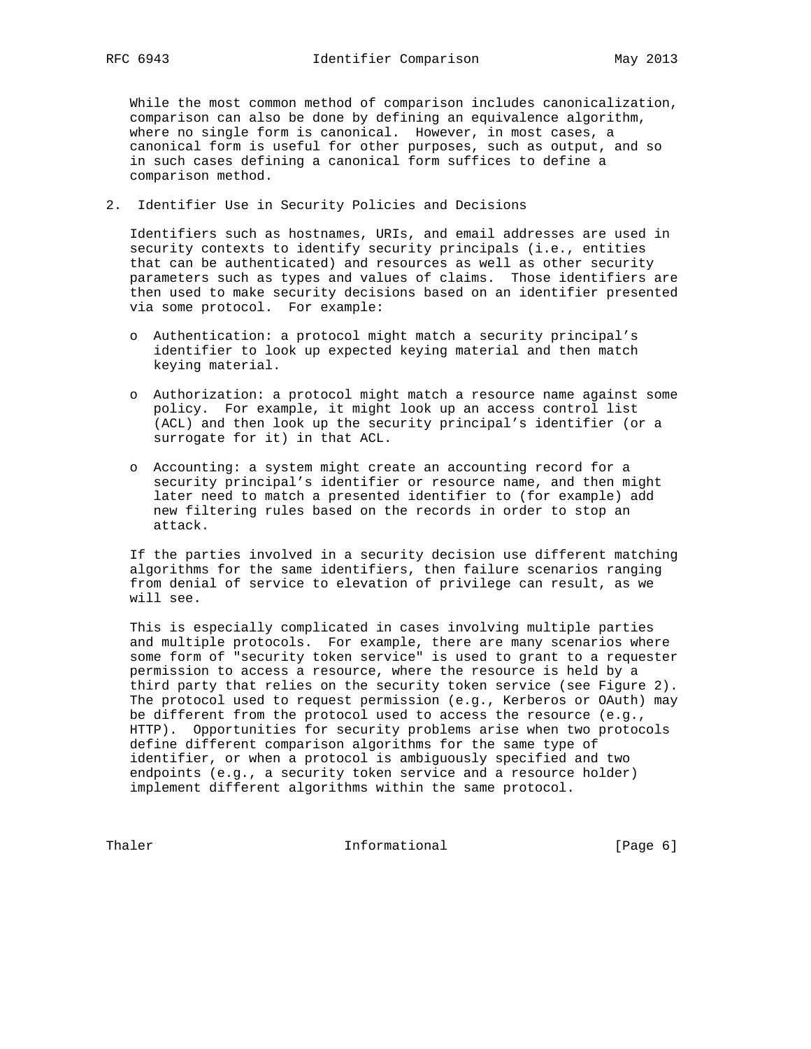While the most common method of comparison includes canonicalization, comparison can also be done by defining an equivalence algorithm, where no single form is canonical. However, in most cases, a canonical form is useful for other purposes, such as output, and so in such cases defining a canonical form suffices to define a comparison method.

## 2. Identifier Use in Security Policies and Decisions

Identifiers such as hostnames, URIs, and email addresses are used in security contexts to identify security principals (i.e., entities that can be authenticated) and resources as well as other security parameters such as types and values of claims. Those identifiers are then used to make security decisions based on an identifier presented via some protocol. For example:

- Authentication: a protocol might match a security principal's identifier to look up expected keying material and then match keying material.
- Authorization: a protocol might match a resource name against some policy. For example, it might look up an access control list (ACL) and then look up the security principal's identifier (or a surrogate for it) in that ACL.
- Accounting: a system might create an accounting record for a security principal's identifier or resource name, and then might later need to match a presented identifier to (for example) add new filtering rules based on the records in order to stop an attack.

If the parties involved in a security decision use different matching algorithms for the same identifiers, then failure scenarios ranging from denial of service to elevation of privilege can result, as we will see.

This is especially complicated in cases involving multiple parties and multiple protocols. For example, there are many scenarios where some form of "security token service" is used to grant to a requester permission to access a resource, where the resource is held by a third party that relies on the security token service (see Figure 2). The protocol used to request permission (e.g., Kerberos or OAuth) may be different from the protocol used to access the resource (e.g., HTTP). Opportunities for security problems arise when two protocols define different comparison algorithms for the same type of identifier, or when a protocol is ambiguously specified and two endpoints (e.g., a security token service and a resource holder) implement different algorithms within the same protocol.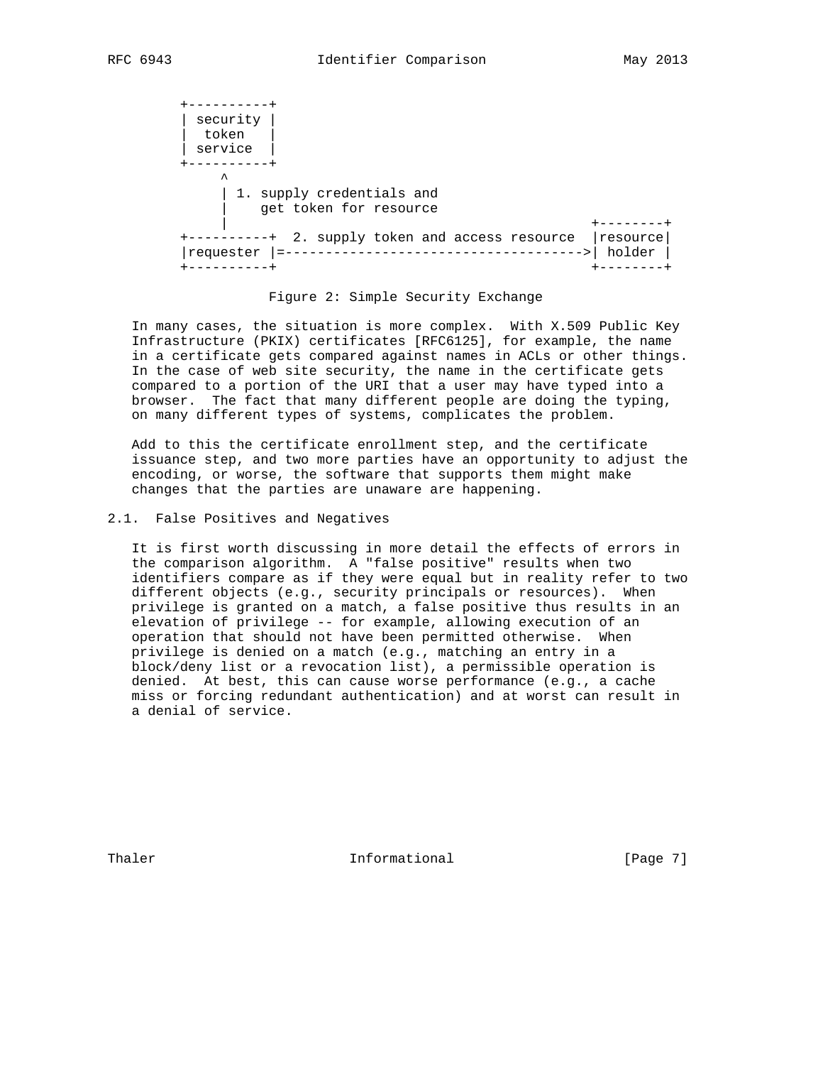```
+----------+
| security |
|  token   |
| service  |
+----------+
     ^
     | 1. supply credentials and
     |    get token for resource
     |                                         +--------+
+----------+  2. supply token and access resource  |resource|
|requester |=------------------------------------->| holder |
+----------+                                       +--------+
```

Figure 2: Simple Security Exchange

In many cases, the situation is more complex. With X.509 Public Key Infrastructure (PKIX) certificates [RFC6125], for example, the name in a certificate gets compared against names in ACLs or other things. In the case of web site security, the name in the certificate gets compared to a portion of the URI that a user may have typed into a browser. The fact that many different people are doing the typing, on many different types of systems, complicates the problem.

Add to this the certificate enrollment step, and the certificate issuance step, and two more parties have an opportunity to adjust the encoding, or worse, the software that supports them might make changes that the parties are unaware are happening.

## 2.1. False Positives and Negatives

It is first worth discussing in more detail the effects of errors in the comparison algorithm. A "false positive" results when two identifiers compare as if they were equal but in reality refer to two different objects (e.g., security principals or resources). When privilege is granted on a match, a false positive thus results in an elevation of privilege -- for example, allowing execution of an operation that should not have been permitted otherwise. When privilege is denied on a match (e.g., matching an entry in a block/deny list or a revocation list), a permissible operation is denied. At best, this can cause worse performance (e.g., a cache miss or forcing redundant authentication) and at worst can result in a denial of service.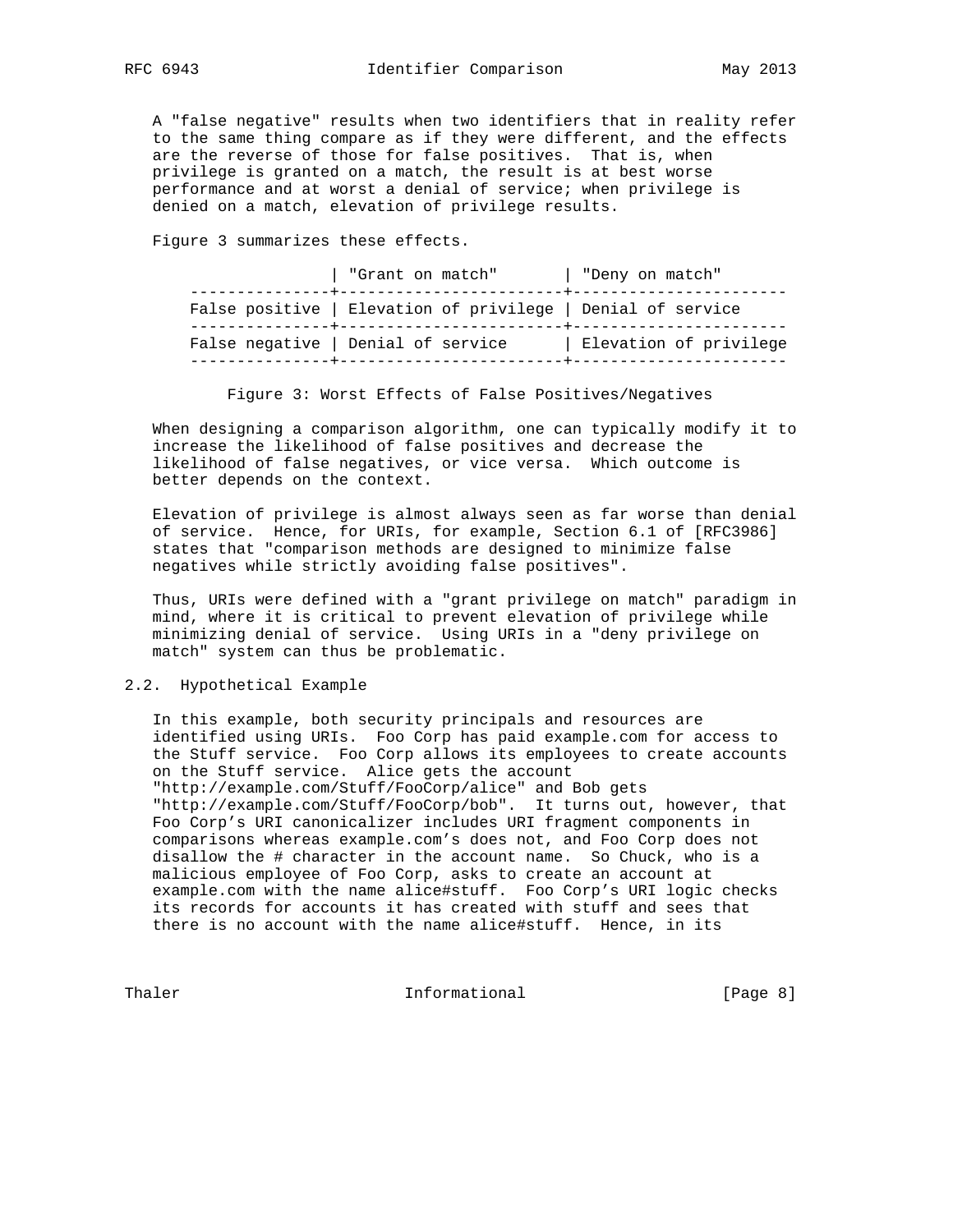A "false negative" results when two identifiers that in reality refer to the same thing compare as if they were different, and the effects are the reverse of those for false positives. That is, when privilege is granted on a match, the result is at best worse performance and at worst a denial of service; when privilege is denied on a match, elevation of privilege results.

Figure 3 summarizes these effects.

| | "Grant on match" | "Deny on match" |
|---|---|---|
| False positive | Elevation of privilege | Denial of service |
| False negative | Denial of service | Elevation of privilege |

Figure 3: Worst Effects of False Positives/Negatives

When designing a comparison algorithm, one can typically modify it to increase the likelihood of false positives and decrease the likelihood of false negatives, or vice versa. Which outcome is better depends on the context.

Elevation of privilege is almost always seen as far worse than denial of service. Hence, for URIs, for example, Section 6.1 of [RFC3986] states that "comparison methods are designed to minimize false negatives while strictly avoiding false positives".

Thus, URIs were defined with a "grant privilege on match" paradigm in mind, where it is critical to prevent elevation of privilege while minimizing denial of service. Using URIs in a "deny privilege on match" system can thus be problematic.

## 2.2. Hypothetical Example

In this example, both security principals and resources are identified using URIs. Foo Corp has paid example.com for access to the Stuff service. Foo Corp allows its employees to create accounts on the Stuff service. Alice gets the account "http://example.com/Stuff/FooCorp/alice" and Bob gets "http://example.com/Stuff/FooCorp/bob". It turns out, however, that Foo Corp's URI canonicalizer includes URI fragment components in comparisons whereas example.com's does not, and Foo Corp does not disallow the # character in the account name. So Chuck, who is a malicious employee of Foo Corp, asks to create an account at example.com with the name alice#stuff. Foo Corp's URI logic checks its records for accounts it has created with stuff and sees that there is no account with the name alice#stuff. Hence, in its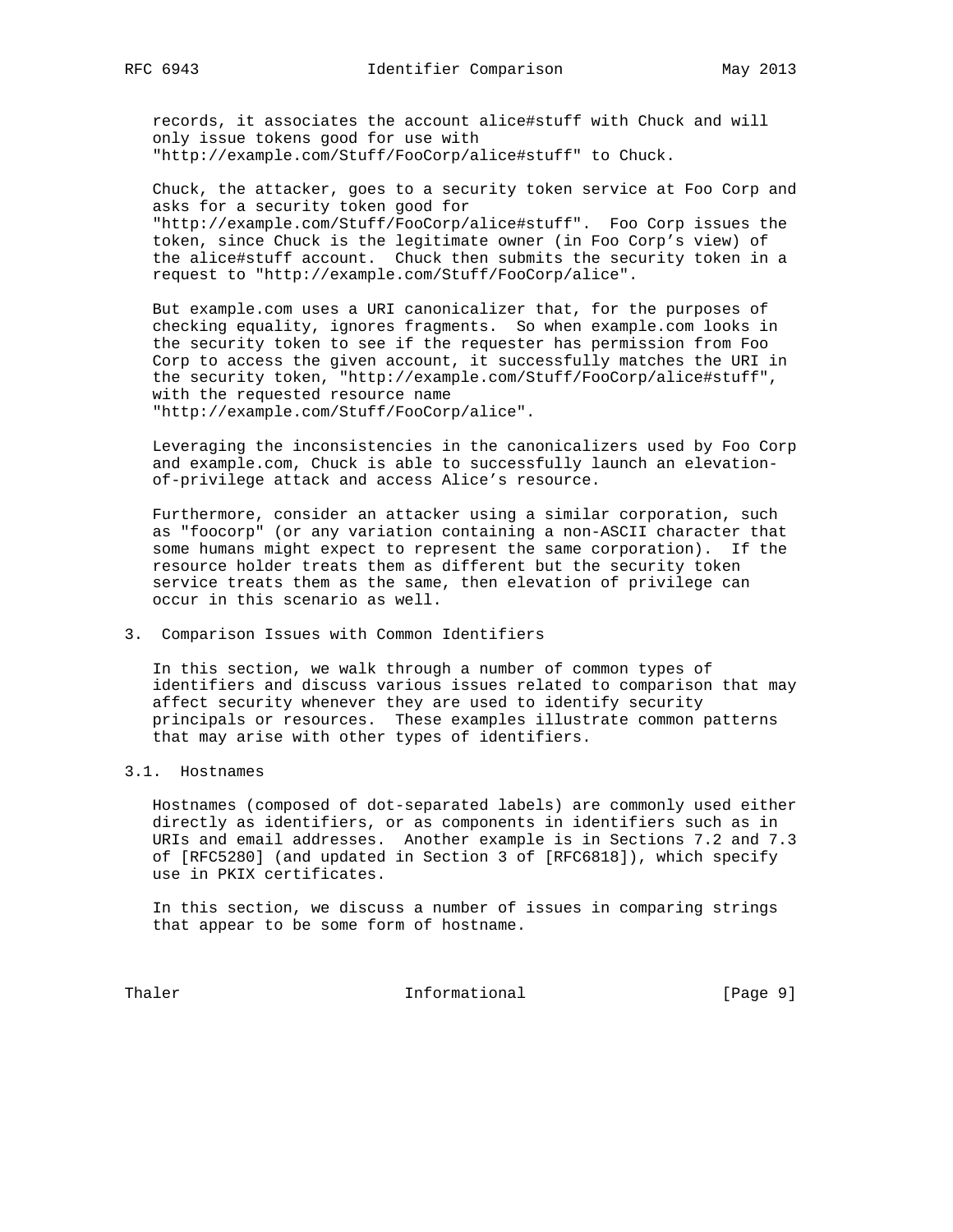records, it associates the account alice#stuff with Chuck and will only issue tokens good for use with "http://example.com/Stuff/FooCorp/alice#stuff" to Chuck.

Chuck, the attacker, goes to a security token service at Foo Corp and asks for a security token good for "http://example.com/Stuff/FooCorp/alice#stuff". Foo Corp issues the token, since Chuck is the legitimate owner (in Foo Corp's view) of the alice#stuff account. Chuck then submits the security token in a request to "http://example.com/Stuff/FooCorp/alice".

But example.com uses a URI canonicalizer that, for the purposes of checking equality, ignores fragments. So when example.com looks in the security token to see if the requester has permission from Foo Corp to access the given account, it successfully matches the URI in the security token, "http://example.com/Stuff/FooCorp/alice#stuff", with the requested resource name "http://example.com/Stuff/FooCorp/alice".

Leveraging the inconsistencies in the canonicalizers used by Foo Corp and example.com, Chuck is able to successfully launch an elevation-of-privilege attack and access Alice's resource.

Furthermore, consider an attacker using a similar corporation, such as "foocorp" (or any variation containing a non-ASCII character that some humans might expect to represent the same corporation). If the resource holder treats them as different but the security token service treats them as the same, then elevation of privilege can occur in this scenario as well.

## 3. Comparison Issues with Common Identifiers

In this section, we walk through a number of common types of identifiers and discuss various issues related to comparison that may affect security whenever they are used to identify security principals or resources. These examples illustrate common patterns that may arise with other types of identifiers.

### 3.1. Hostnames

Hostnames (composed of dot-separated labels) are commonly used either directly as identifiers, or as components in identifiers such as in URIs and email addresses. Another example is in Sections 7.2 and 7.3 of [RFC5280] (and updated in Section 3 of [RFC6818]), which specify use in PKIX certificates.

In this section, we discuss a number of issues in comparing strings that appear to be some form of hostname.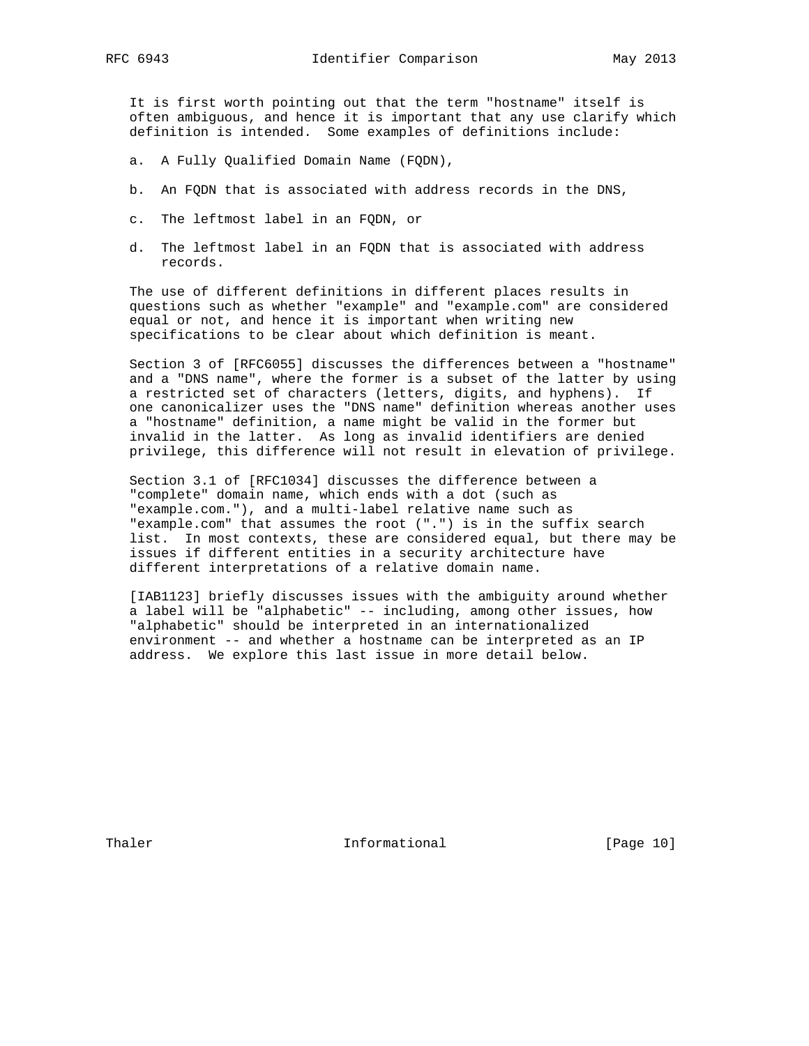It is first worth pointing out that the term "hostname" itself is often ambiguous, and hence it is important that any use clarify which definition is intended. Some examples of definitions include:

a. A Fully Qualified Domain Name (FQDN),

b. An FQDN that is associated with address records in the DNS,

c. The leftmost label in an FQDN, or

d. The leftmost label in an FQDN that is associated with address records.

The use of different definitions in different places results in questions such as whether "example" and "example.com" are considered equal or not, and hence it is important when writing new specifications to be clear about which definition is meant.

Section 3 of [RFC6055] discusses the differences between a "hostname" and a "DNS name", where the former is a subset of the latter by using a restricted set of characters (letters, digits, and hyphens). If one canonicalizer uses the "DNS name" definition whereas another uses a "hostname" definition, a name might be valid in the former but invalid in the latter. As long as invalid identifiers are denied privilege, this difference will not result in elevation of privilege.

Section 3.1 of [RFC1034] discusses the difference between a "complete" domain name, which ends with a dot (such as "example.com."), and a multi-label relative name such as "example.com" that assumes the root (".") is in the suffix search list. In most contexts, these are considered equal, but there may be issues if different entities in a security architecture have different interpretations of a relative domain name.

[IAB1123] briefly discusses issues with the ambiguity around whether a label will be "alphabetic" -- including, among other issues, how "alphabetic" should be interpreted in an internationalized environment -- and whether a hostname can be interpreted as an IP address. We explore this last issue in more detail below.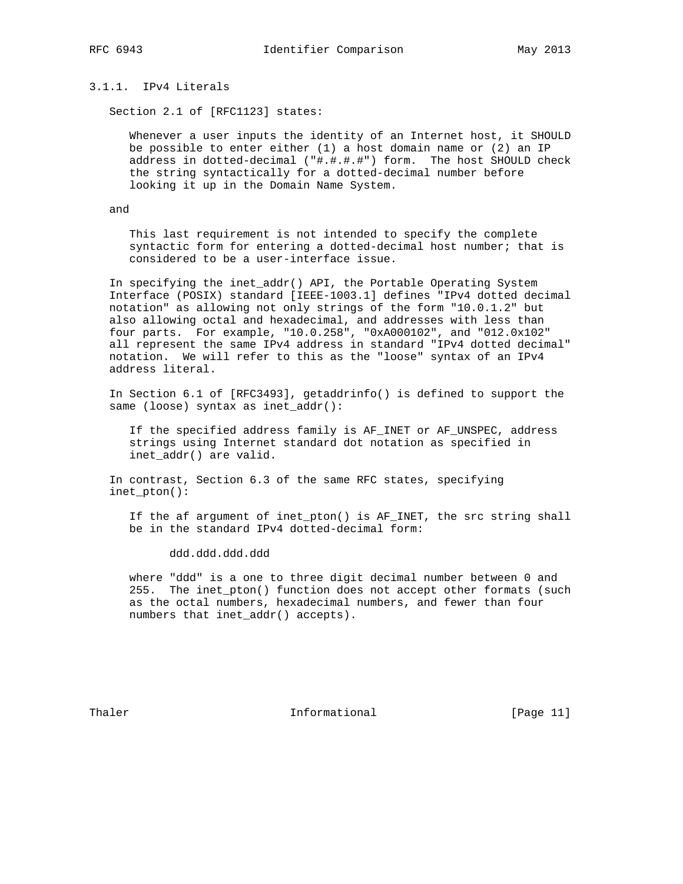### 3.1.1. IPv4 Literals

Section 2.1 of [RFC1123] states:

> Whenever a user inputs the identity of an Internet host, it SHOULD be possible to enter either (1) a host domain name or (2) an IP address in dotted-decimal ("#.#.#.#") form. The host SHOULD check the string syntactically for a dotted-decimal number before looking it up in the Domain Name System.

and

> This last requirement is not intended to specify the complete syntactic form for entering a dotted-decimal host number; that is considered to be a user-interface issue.

In specifying the inet_addr() API, the Portable Operating System Interface (POSIX) standard [IEEE-1003.1] defines "IPv4 dotted decimal notation" as allowing not only strings of the form "10.0.1.2" but also allowing octal and hexadecimal, and addresses with less than four parts. For example, "10.0.258", "0xA000102", and "012.0x102" all represent the same IPv4 address in standard "IPv4 dotted decimal" notation. We will refer to this as the "loose" syntax of an IPv4 address literal.

In Section 6.1 of [RFC3493], getaddrinfo() is defined to support the same (loose) syntax as inet_addr():

> If the specified address family is AF_INET or AF_UNSPEC, address strings using Internet standard dot notation as specified in inet_addr() are valid.

In contrast, Section 6.3 of the same RFC states, specifying inet_pton():

> If the af argument of inet_pton() is AF_INET, the src string shall be in the standard IPv4 dotted-decimal form:
>
> ```
> ddd.ddd.ddd.ddd
> ```
>
> where "ddd" is a one to three digit decimal number between 0 and 255. The inet_pton() function does not accept other formats (such as the octal numbers, hexadecimal numbers, and fewer than four numbers that inet_addr() accepts).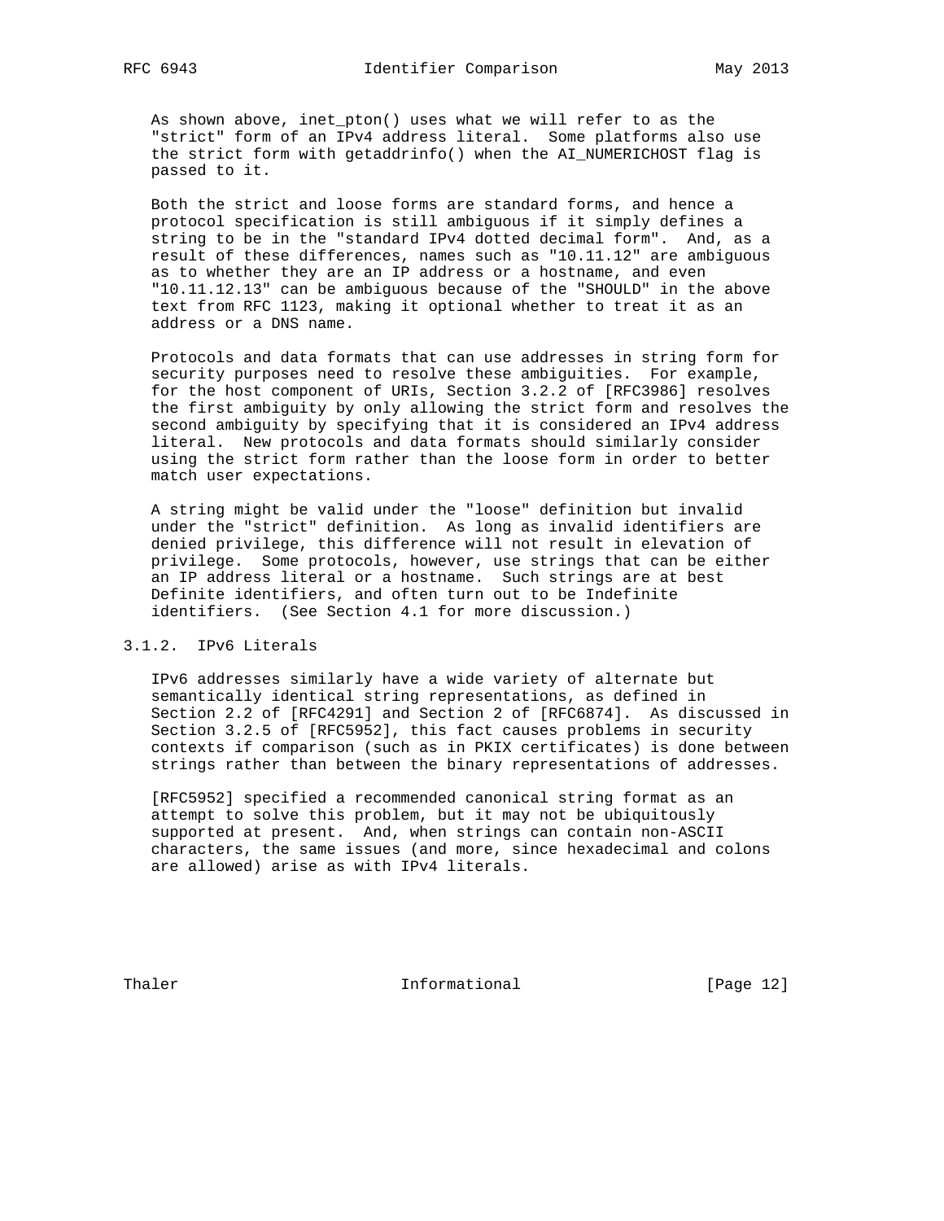As shown above, inet_pton() uses what we will refer to as the "strict" form of an IPv4 address literal. Some platforms also use the strict form with getaddrinfo() when the AI_NUMERICHOST flag is passed to it.

Both the strict and loose forms are standard forms, and hence a protocol specification is still ambiguous if it simply defines a string to be in the "standard IPv4 dotted decimal form". And, as a result of these differences, names such as "10.11.12" are ambiguous as to whether they are an IP address or a hostname, and even "10.11.12.13" can be ambiguous because of the "SHOULD" in the above text from RFC 1123, making it optional whether to treat it as an address or a DNS name.

Protocols and data formats that can use addresses in string form for security purposes need to resolve these ambiguities. For example, for the host component of URIs, Section 3.2.2 of [RFC3986] resolves the first ambiguity by only allowing the strict form and resolves the second ambiguity by specifying that it is considered an IPv4 address literal. New protocols and data formats should similarly consider using the strict form rather than the loose form in order to better match user expectations.

A string might be valid under the "loose" definition but invalid under the "strict" definition. As long as invalid identifiers are denied privilege, this difference will not result in elevation of privilege. Some protocols, however, use strings that can be either an IP address literal or a hostname. Such strings are at best Definite identifiers, and often turn out to be Indefinite identifiers. (See Section 4.1 for more discussion.)

### 3.1.2. IPv6 Literals

IPv6 addresses similarly have a wide variety of alternate but semantically identical string representations, as defined in Section 2.2 of [RFC4291] and Section 2 of [RFC6874]. As discussed in Section 3.2.5 of [RFC5952], this fact causes problems in security contexts if comparison (such as in PKIX certificates) is done between strings rather than between the binary representations of addresses.

[RFC5952] specified a recommended canonical string format as an attempt to solve this problem, but it may not be ubiquitously supported at present. And, when strings can contain non-ASCII characters, the same issues (and more, since hexadecimal and colons are allowed) arise as with IPv4 literals.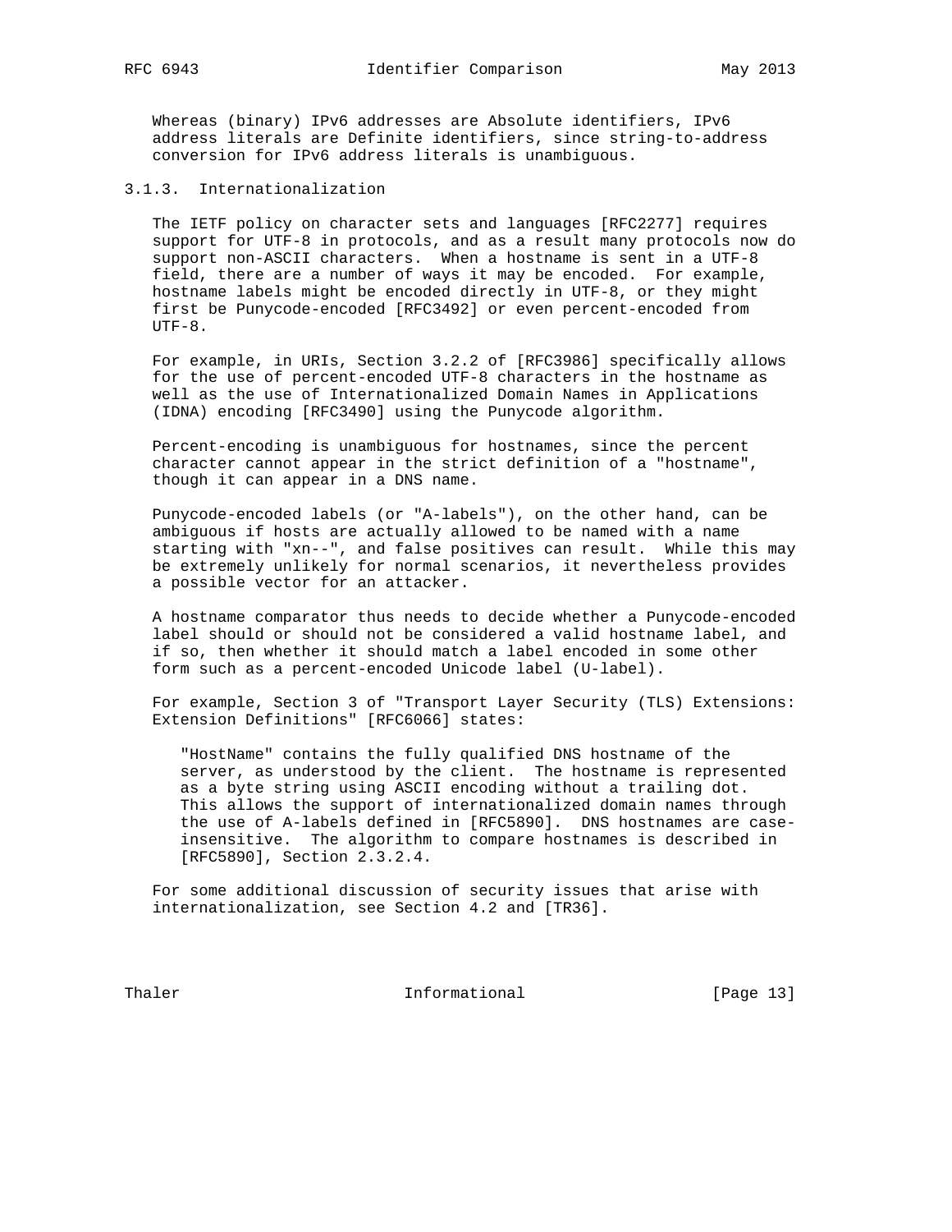Whereas (binary) IPv6 addresses are Absolute identifiers, IPv6 address literals are Definite identifiers, since string-to-address conversion for IPv6 address literals is unambiguous.

### 3.1.3. Internationalization

The IETF policy on character sets and languages [RFC2277] requires support for UTF-8 in protocols, and as a result many protocols now do support non-ASCII characters. When a hostname is sent in a UTF-8 field, there are a number of ways it may be encoded. For example, hostname labels might be encoded directly in UTF-8, or they might first be Punycode-encoded [RFC3492] or even percent-encoded from UTF-8.

For example, in URIs, Section 3.2.2 of [RFC3986] specifically allows for the use of percent-encoded UTF-8 characters in the hostname as well as the use of Internationalized Domain Names in Applications (IDNA) encoding [RFC3490] using the Punycode algorithm.

Percent-encoding is unambiguous for hostnames, since the percent character cannot appear in the strict definition of a "hostname", though it can appear in a DNS name.

Punycode-encoded labels (or "A-labels"), on the other hand, can be ambiguous if hosts are actually allowed to be named with a name starting with "xn--", and false positives can result. While this may be extremely unlikely for normal scenarios, it nevertheless provides a possible vector for an attacker.

A hostname comparator thus needs to decide whether a Punycode-encoded label should or should not be considered a valid hostname label, and if so, then whether it should match a label encoded in some other form such as a percent-encoded Unicode label (U-label).

For example, Section 3 of "Transport Layer Security (TLS) Extensions: Extension Definitions" [RFC6066] states:

> "HostName" contains the fully qualified DNS hostname of the server, as understood by the client. The hostname is represented as a byte string using ASCII encoding without a trailing dot. This allows the support of internationalized domain names through the use of A-labels defined in [RFC5890]. DNS hostnames are case-insensitive. The algorithm to compare hostnames is described in [RFC5890], Section 2.3.2.4.

For some additional discussion of security issues that arise with internationalization, see Section 4.2 and [TR36].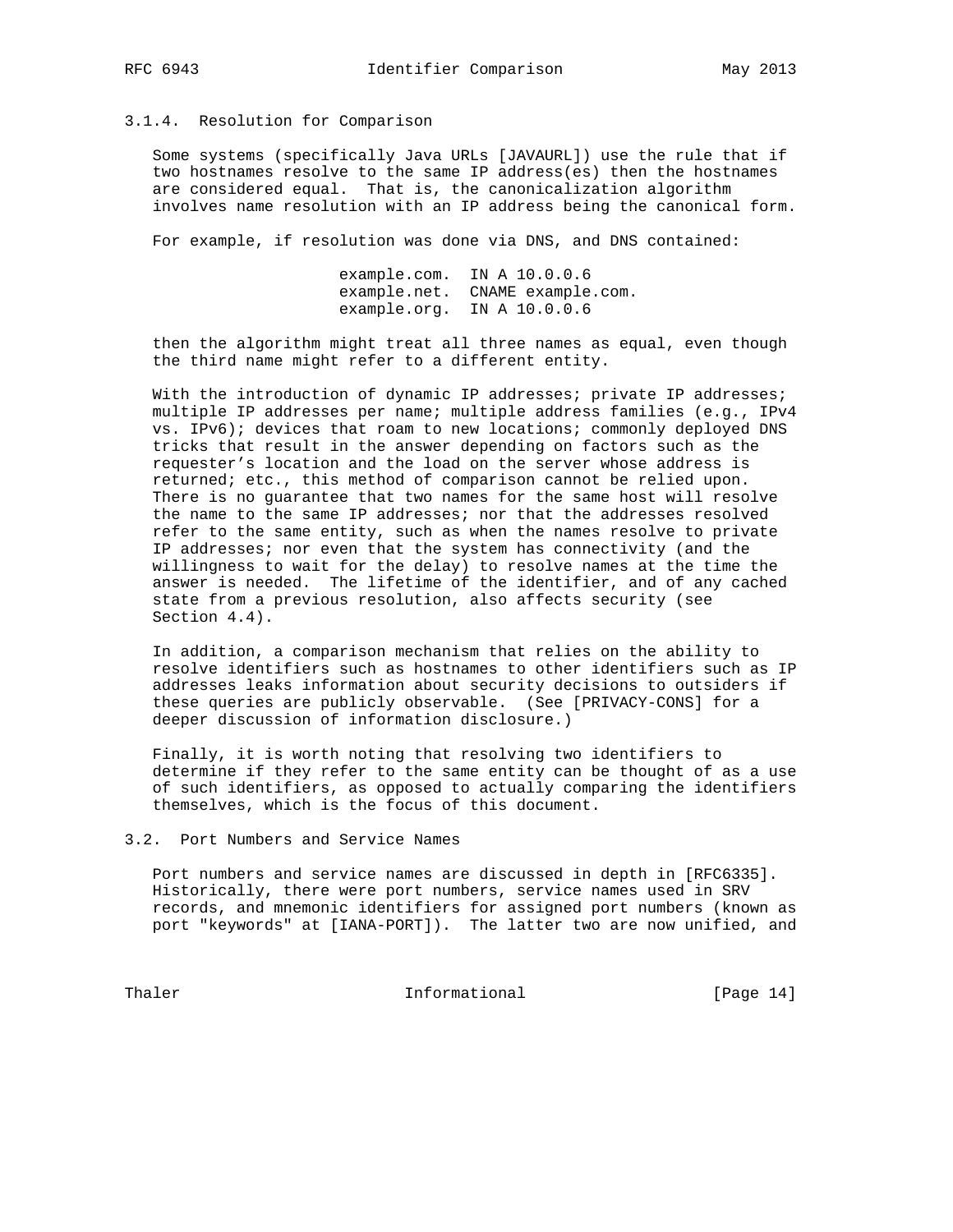#### 3.1.4. Resolution for Comparison

Some systems (specifically Java URLs [JAVAURL]) use the rule that if two hostnames resolve to the same IP address(es) then the hostnames are considered equal. That is, the canonicalization algorithm involves name resolution with an IP address being the canonical form.

For example, if resolution was done via DNS, and DNS contained:

```
example.com.  IN A 10.0.0.6
example.net.  CNAME example.com.
example.org.  IN A 10.0.0.6
```

then the algorithm might treat all three names as equal, even though the third name might refer to a different entity.

With the introduction of dynamic IP addresses; private IP addresses; multiple IP addresses per name; multiple address families (e.g., IPv4 vs. IPv6); devices that roam to new locations; commonly deployed DNS tricks that result in the answer depending on factors such as the requester's location and the load on the server whose address is returned; etc., this method of comparison cannot be relied upon. There is no guarantee that two names for the same host will resolve the name to the same IP addresses; nor that the addresses resolved refer to the same entity, such as when the names resolve to private IP addresses; nor even that the system has connectivity (and the willingness to wait for the delay) to resolve names at the time the answer is needed. The lifetime of the identifier, and of any cached state from a previous resolution, also affects security (see Section 4.4).

In addition, a comparison mechanism that relies on the ability to resolve identifiers such as hostnames to other identifiers such as IP addresses leaks information about security decisions to outsiders if these queries are publicly observable. (See [PRIVACY-CONS] for a deeper discussion of information disclosure.)

Finally, it is worth noting that resolving two identifiers to determine if they refer to the same entity can be thought of as a use of such identifiers, as opposed to actually comparing the identifiers themselves, which is the focus of this document.

### 3.2. Port Numbers and Service Names

Port numbers and service names are discussed in depth in [RFC6335]. Historically, there were port numbers, service names used in SRV records, and mnemonic identifiers for assigned port numbers (known as port "keywords" at [IANA-PORT]). The latter two are now unified, and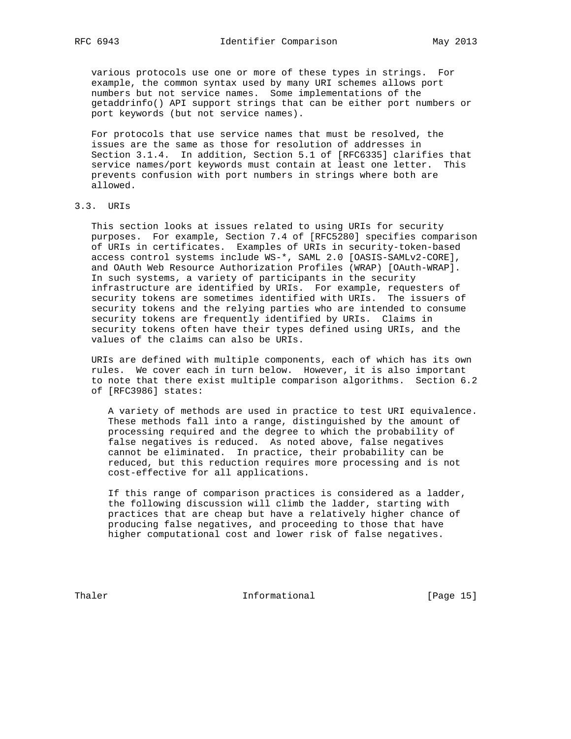various protocols use one or more of these types in strings. For example, the common syntax used by many URI schemes allows port numbers but not service names. Some implementations of the getaddrinfo() API support strings that can be either port numbers or port keywords (but not service names).

For protocols that use service names that must be resolved, the issues are the same as those for resolution of addresses in Section 3.1.4. In addition, Section 5.1 of [RFC6335] clarifies that service names/port keywords must contain at least one letter. This prevents confusion with port numbers in strings where both are allowed.

### 3.3. URIs

This section looks at issues related to using URIs for security purposes. For example, Section 7.4 of [RFC5280] specifies comparison of URIs in certificates. Examples of URIs in security-token-based access control systems include WS-*, SAML 2.0 [OASIS-SAMLv2-CORE], and OAuth Web Resource Authorization Profiles (WRAP) [OAuth-WRAP]. In such systems, a variety of participants in the security infrastructure are identified by URIs. For example, requesters of security tokens are sometimes identified with URIs. The issuers of security tokens and the relying parties who are intended to consume security tokens are frequently identified by URIs. Claims in security tokens often have their types defined using URIs, and the values of the claims can also be URIs.

URIs are defined with multiple components, each of which has its own rules. We cover each in turn below. However, it is also important to note that there exist multiple comparison algorithms. Section 6.2 of [RFC3986] states:

> A variety of methods are used in practice to test URI equivalence. These methods fall into a range, distinguished by the amount of processing required and the degree to which the probability of false negatives is reduced. As noted above, false negatives cannot be eliminated. In practice, their probability can be reduced, but this reduction requires more processing and is not cost-effective for all applications.
>
> If this range of comparison practices is considered as a ladder, the following discussion will climb the ladder, starting with practices that are cheap but have a relatively higher chance of producing false negatives, and proceeding to those that have higher computational cost and lower risk of false negatives.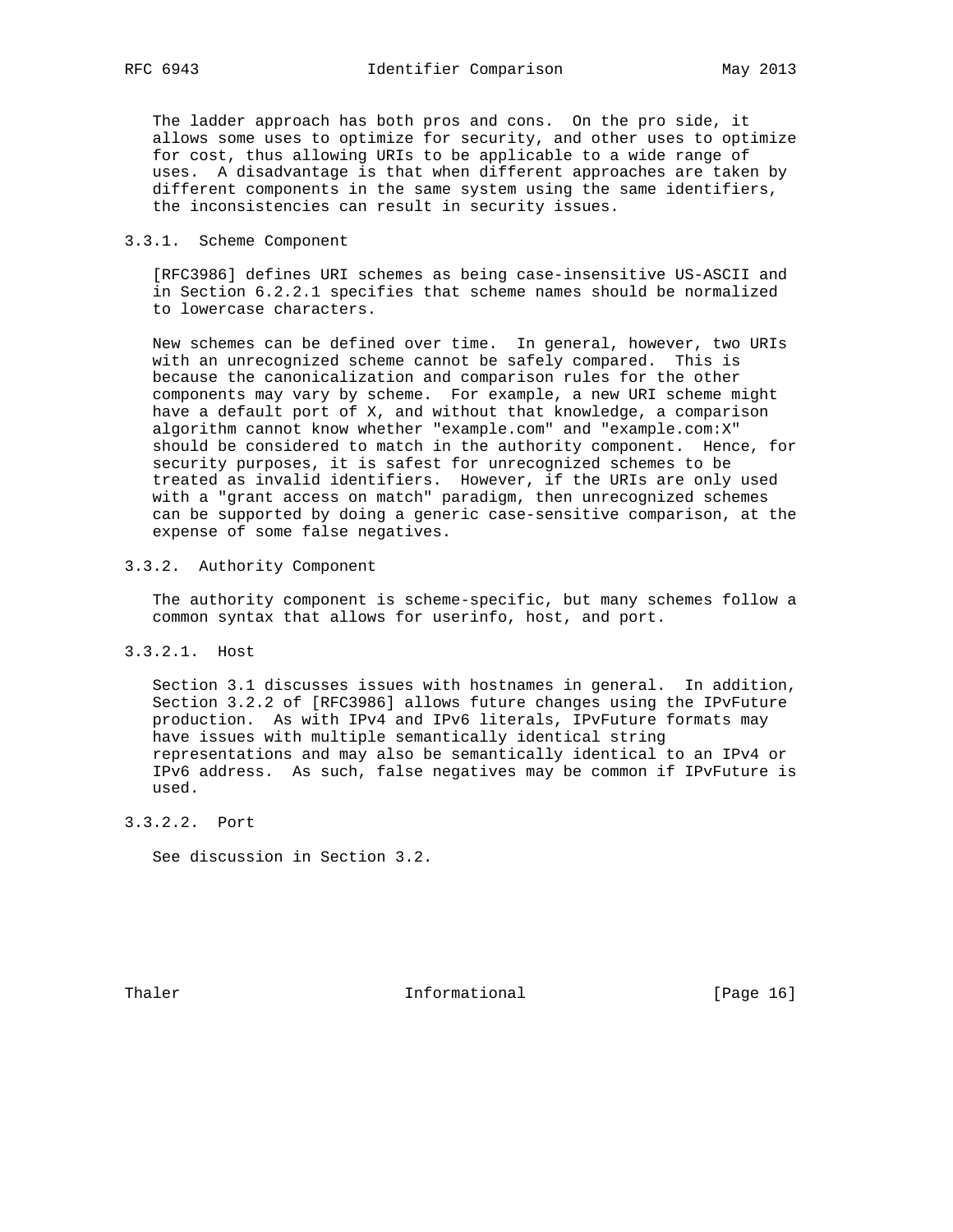The ladder approach has both pros and cons. On the pro side, it allows some uses to optimize for security, and other uses to optimize for cost, thus allowing URIs to be applicable to a wide range of uses. A disadvantage is that when different approaches are taken by different components in the same system using the same identifiers, the inconsistencies can result in security issues.

### 3.3.1. Scheme Component

[RFC3986] defines URI schemes as being case-insensitive US-ASCII and in Section 6.2.2.1 specifies that scheme names should be normalized to lowercase characters.

New schemes can be defined over time. In general, however, two URIs with an unrecognized scheme cannot be safely compared. This is because the canonicalization and comparison rules for the other components may vary by scheme. For example, a new URI scheme might have a default port of X, and without that knowledge, a comparison algorithm cannot know whether "example.com" and "example.com:X" should be considered to match in the authority component. Hence, for security purposes, it is safest for unrecognized schemes to be treated as invalid identifiers. However, if the URIs are only used with a "grant access on match" paradigm, then unrecognized schemes can be supported by doing a generic case-sensitive comparison, at the expense of some false negatives.

### 3.3.2. Authority Component

The authority component is scheme-specific, but many schemes follow a common syntax that allows for userinfo, host, and port.

#### 3.3.2.1. Host

Section 3.1 discusses issues with hostnames in general. In addition, Section 3.2.2 of [RFC3986] allows future changes using the IPvFuture production. As with IPv4 and IPv6 literals, IPvFuture formats may have issues with multiple semantically identical string representations and may also be semantically identical to an IPv4 or IPv6 address. As such, false negatives may be common if IPvFuture is used.

#### 3.3.2.2. Port

See discussion in Section 3.2.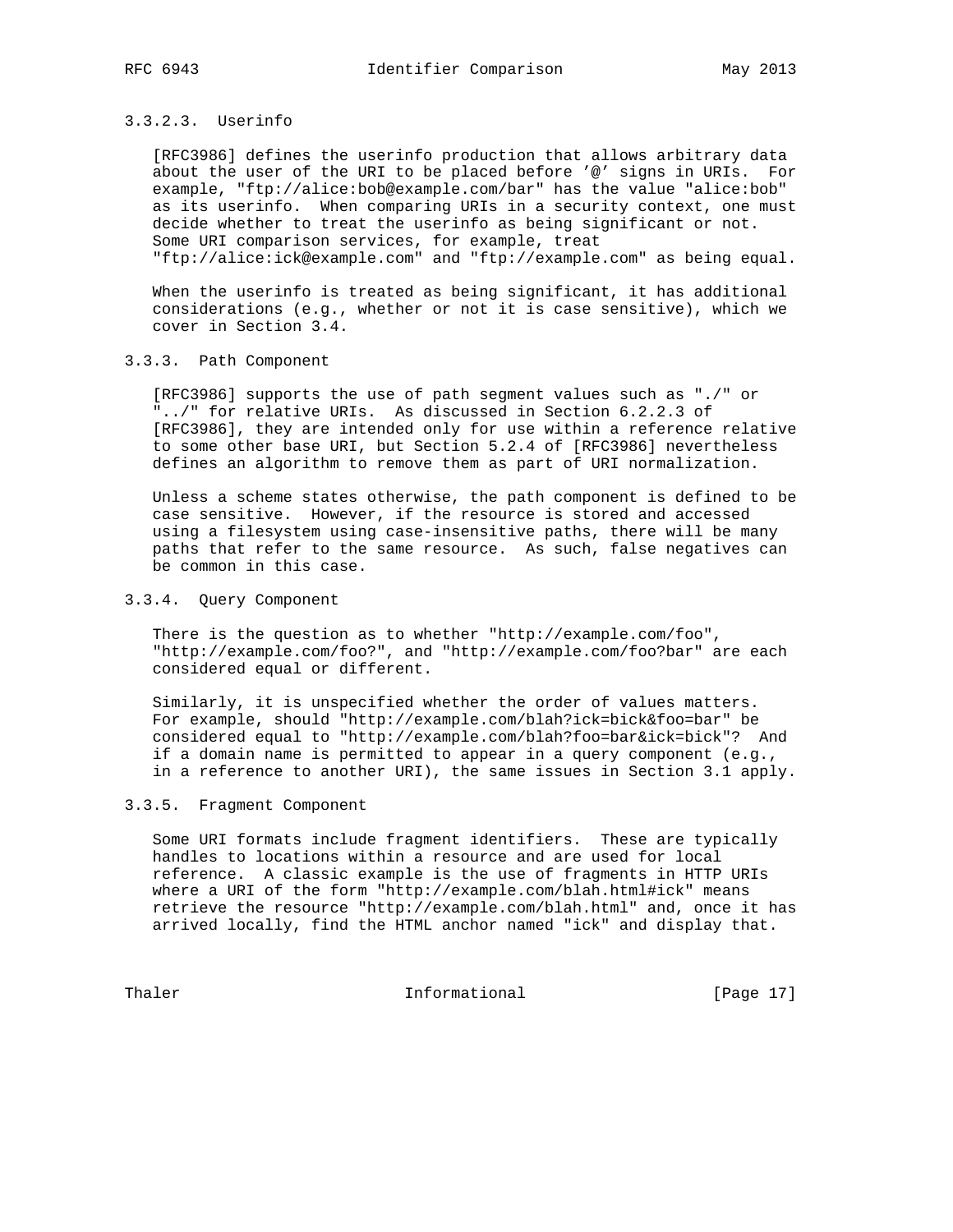#### 3.3.2.3. Userinfo

[RFC3986] defines the userinfo production that allows arbitrary data about the user of the URI to be placed before '@' signs in URIs. For example, "ftp://alice:bob@example.com/bar" has the value "alice:bob" as its userinfo. When comparing URIs in a security context, one must decide whether to treat the userinfo as being significant or not. Some URI comparison services, for example, treat "ftp://alice:ick@example.com" and "ftp://example.com" as being equal.

When the userinfo is treated as being significant, it has additional considerations (e.g., whether or not it is case sensitive), which we cover in Section 3.4.

### 3.3.3. Path Component

[RFC3986] supports the use of path segment values such as "./" or "../" for relative URIs. As discussed in Section 6.2.2.3 of [RFC3986], they are intended only for use within a reference relative to some other base URI, but Section 5.2.4 of [RFC3986] nevertheless defines an algorithm to remove them as part of URI normalization.

Unless a scheme states otherwise, the path component is defined to be case sensitive. However, if the resource is stored and accessed using a filesystem using case-insensitive paths, there will be many paths that refer to the same resource. As such, false negatives can be common in this case.

### 3.3.4. Query Component

There is the question as to whether "http://example.com/foo", "http://example.com/foo?", and "http://example.com/foo?bar" are each considered equal or different.

Similarly, it is unspecified whether the order of values matters. For example, should "http://example.com/blah?ick=bick&foo=bar" be considered equal to "http://example.com/blah?foo=bar&ick=bick"? And if a domain name is permitted to appear in a query component (e.g., in a reference to another URI), the same issues in Section 3.1 apply.

### 3.3.5. Fragment Component

Some URI formats include fragment identifiers. These are typically handles to locations within a resource and are used for local reference. A classic example is the use of fragments in HTTP URIs where a URI of the form "http://example.com/blah.html#ick" means retrieve the resource "http://example.com/blah.html" and, once it has arrived locally, find the HTML anchor named "ick" and display that.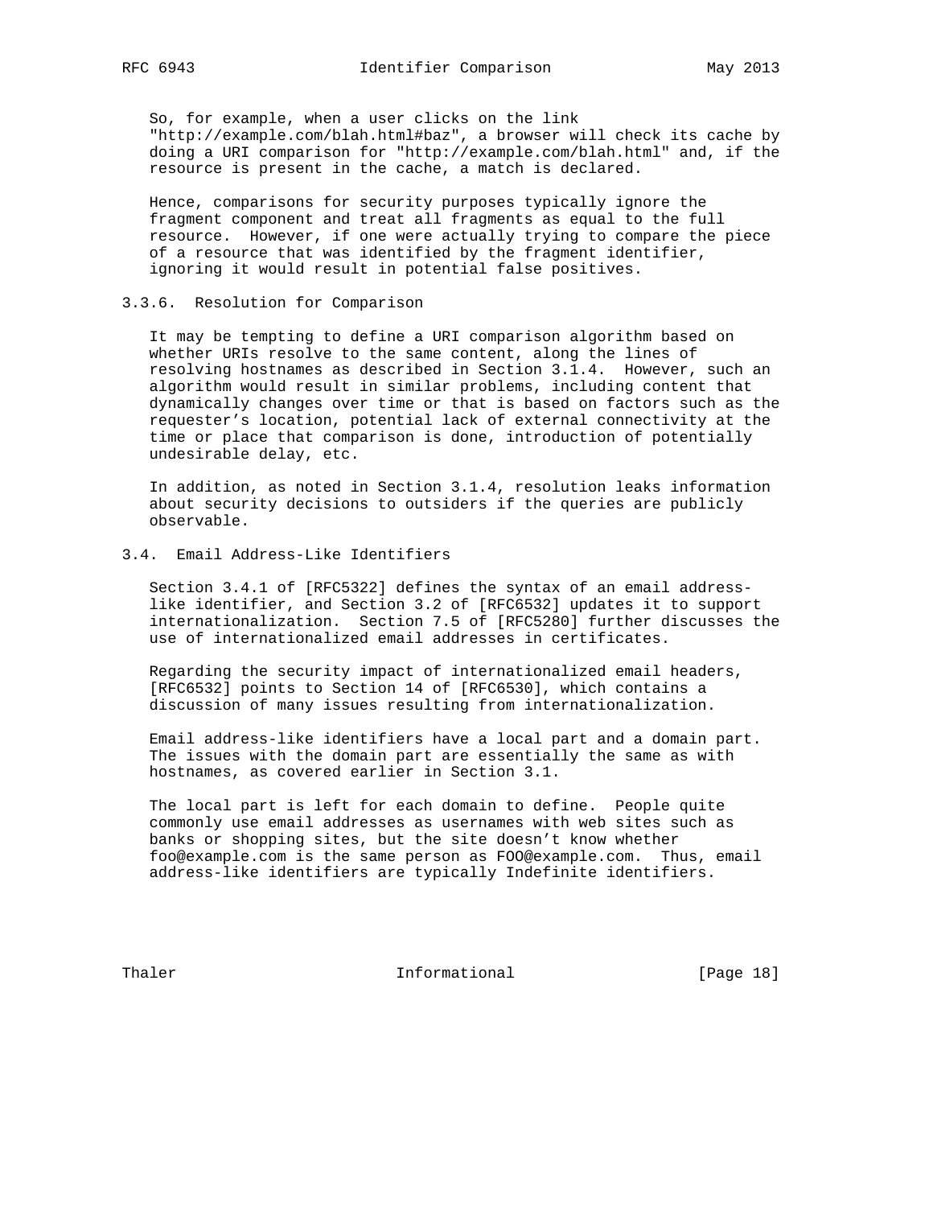So, for example, when a user clicks on the link "http://example.com/blah.html#baz", a browser will check its cache by doing a URI comparison for "http://example.com/blah.html" and, if the resource is present in the cache, a match is declared.

Hence, comparisons for security purposes typically ignore the fragment component and treat all fragments as equal to the full resource. However, if one were actually trying to compare the piece of a resource that was identified by the fragment identifier, ignoring it would result in potential false positives.

#### 3.3.6. Resolution for Comparison

It may be tempting to define a URI comparison algorithm based on whether URIs resolve to the same content, along the lines of resolving hostnames as described in Section 3.1.4. However, such an algorithm would result in similar problems, including content that dynamically changes over time or that is based on factors such as the requester's location, potential lack of external connectivity at the time or place that comparison is done, introduction of potentially undesirable delay, etc.

In addition, as noted in Section 3.1.4, resolution leaks information about security decisions to outsiders if the queries are publicly observable.

### 3.4. Email Address-Like Identifiers

Section 3.4.1 of [RFC5322] defines the syntax of an email address-like identifier, and Section 3.2 of [RFC6532] updates it to support internationalization. Section 7.5 of [RFC5280] further discusses the use of internationalized email addresses in certificates.

Regarding the security impact of internationalized email headers, [RFC6532] points to Section 14 of [RFC6530], which contains a discussion of many issues resulting from internationalization.

Email address-like identifiers have a local part and a domain part. The issues with the domain part are essentially the same as with hostnames, as covered earlier in Section 3.1.

The local part is left for each domain to define. People quite commonly use email addresses as usernames with web sites such as banks or shopping sites, but the site doesn't know whether foo@example.com is the same person as FOO@example.com. Thus, email address-like identifiers are typically Indefinite identifiers.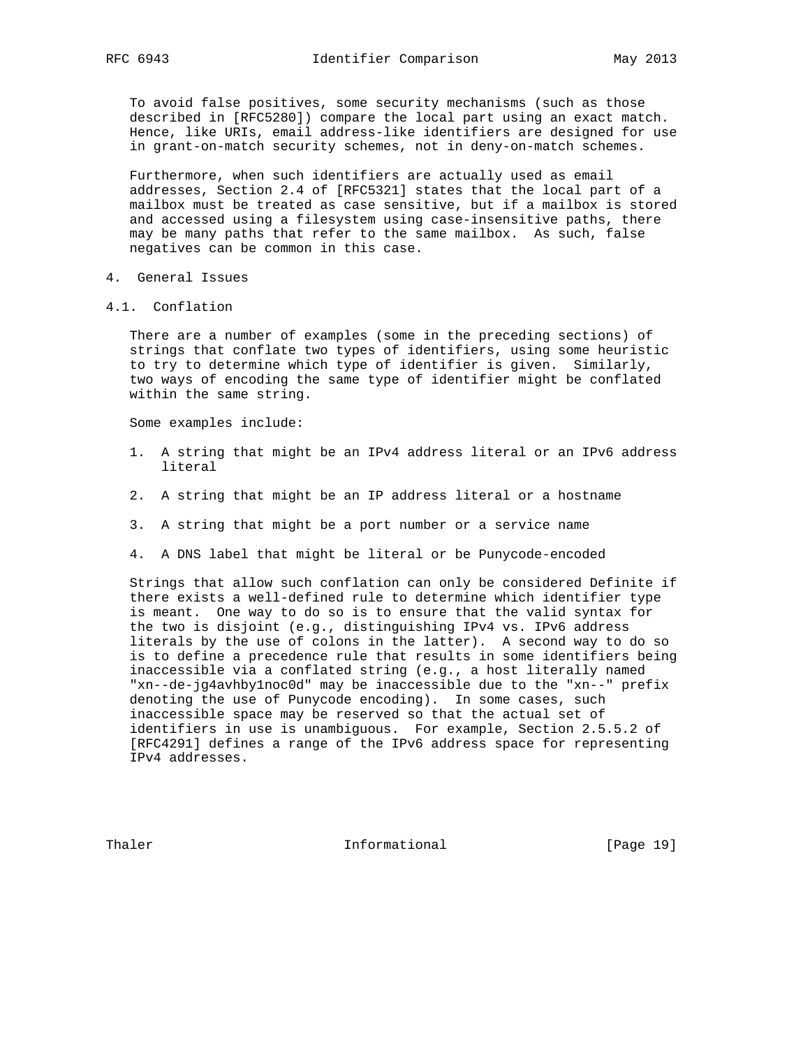To avoid false positives, some security mechanisms (such as those described in [RFC5280]) compare the local part using an exact match. Hence, like URIs, email address-like identifiers are designed for use in grant-on-match security schemes, not in deny-on-match schemes.

Furthermore, when such identifiers are actually used as email addresses, Section 2.4 of [RFC5321] states that the local part of a mailbox must be treated as case sensitive, but if a mailbox is stored and accessed using a filesystem using case-insensitive paths, there may be many paths that refer to the same mailbox. As such, false negatives can be common in this case.

# 4. General Issues

## 4.1. Conflation

There are a number of examples (some in the preceding sections) of strings that conflate two types of identifiers, using some heuristic to try to determine which type of identifier is given. Similarly, two ways of encoding the same type of identifier might be conflated within the same string.

Some examples include:

1. A string that might be an IPv4 address literal or an IPv6 address literal

2. A string that might be an IP address literal or a hostname

3. A string that might be a port number or a service name

4. A DNS label that might be literal or be Punycode-encoded

Strings that allow such conflation can only be considered Definite if there exists a well-defined rule to determine which identifier type is meant. One way to do so is to ensure that the valid syntax for the two is disjoint (e.g., distinguishing IPv4 vs. IPv6 address literals by the use of colons in the latter). A second way to do so is to define a precedence rule that results in some identifiers being inaccessible via a conflated string (e.g., a host literally named "xn--de-jg4avhby1noc0d" may be inaccessible due to the "xn--" prefix denoting the use of Punycode encoding). In some cases, such inaccessible space may be reserved so that the actual set of identifiers in use is unambiguous. For example, Section 2.5.5.2 of [RFC4291] defines a range of the IPv6 address space for representing IPv4 addresses.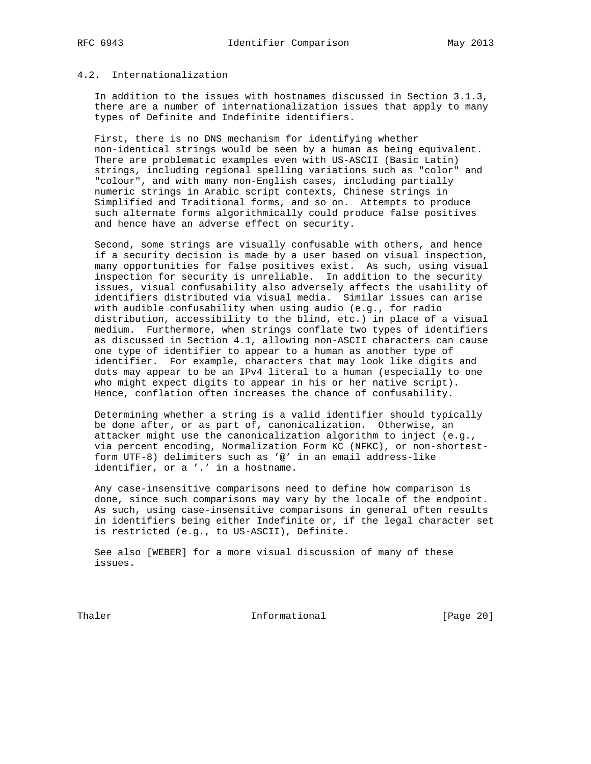### 4.2. Internationalization

In addition to the issues with hostnames discussed in Section 3.1.3, there are a number of internationalization issues that apply to many types of Definite and Indefinite identifiers.

First, there is no DNS mechanism for identifying whether non-identical strings would be seen by a human as being equivalent. There are problematic examples even with US-ASCII (Basic Latin) strings, including regional spelling variations such as "color" and "colour", and with many non-English cases, including partially numeric strings in Arabic script contexts, Chinese strings in Simplified and Traditional forms, and so on. Attempts to produce such alternate forms algorithmically could produce false positives and hence have an adverse effect on security.

Second, some strings are visually confusable with others, and hence if a security decision is made by a user based on visual inspection, many opportunities for false positives exist. As such, using visual inspection for security is unreliable. In addition to the security issues, visual confusability also adversely affects the usability of identifiers distributed via visual media. Similar issues can arise with audible confusability when using audio (e.g., for radio distribution, accessibility to the blind, etc.) in place of a visual medium. Furthermore, when strings conflate two types of identifiers as discussed in Section 4.1, allowing non-ASCII characters can cause one type of identifier to appear to a human as another type of identifier. For example, characters that may look like digits and dots may appear to be an IPv4 literal to a human (especially to one who might expect digits to appear in his or her native script). Hence, conflation often increases the chance of confusability.

Determining whether a string is a valid identifier should typically be done after, or as part of, canonicalization. Otherwise, an attacker might use the canonicalization algorithm to inject (e.g., via percent encoding, Normalization Form KC (NFKC), or non-shortest-form UTF-8) delimiters such as '@' in an email address-like identifier, or a '.' in a hostname.

Any case-insensitive comparisons need to define how comparison is done, since such comparisons may vary by the locale of the endpoint. As such, using case-insensitive comparisons in general often results in identifiers being either Indefinite or, if the legal character set is restricted (e.g., to US-ASCII), Definite.

See also [WEBER] for a more visual discussion of many of these issues.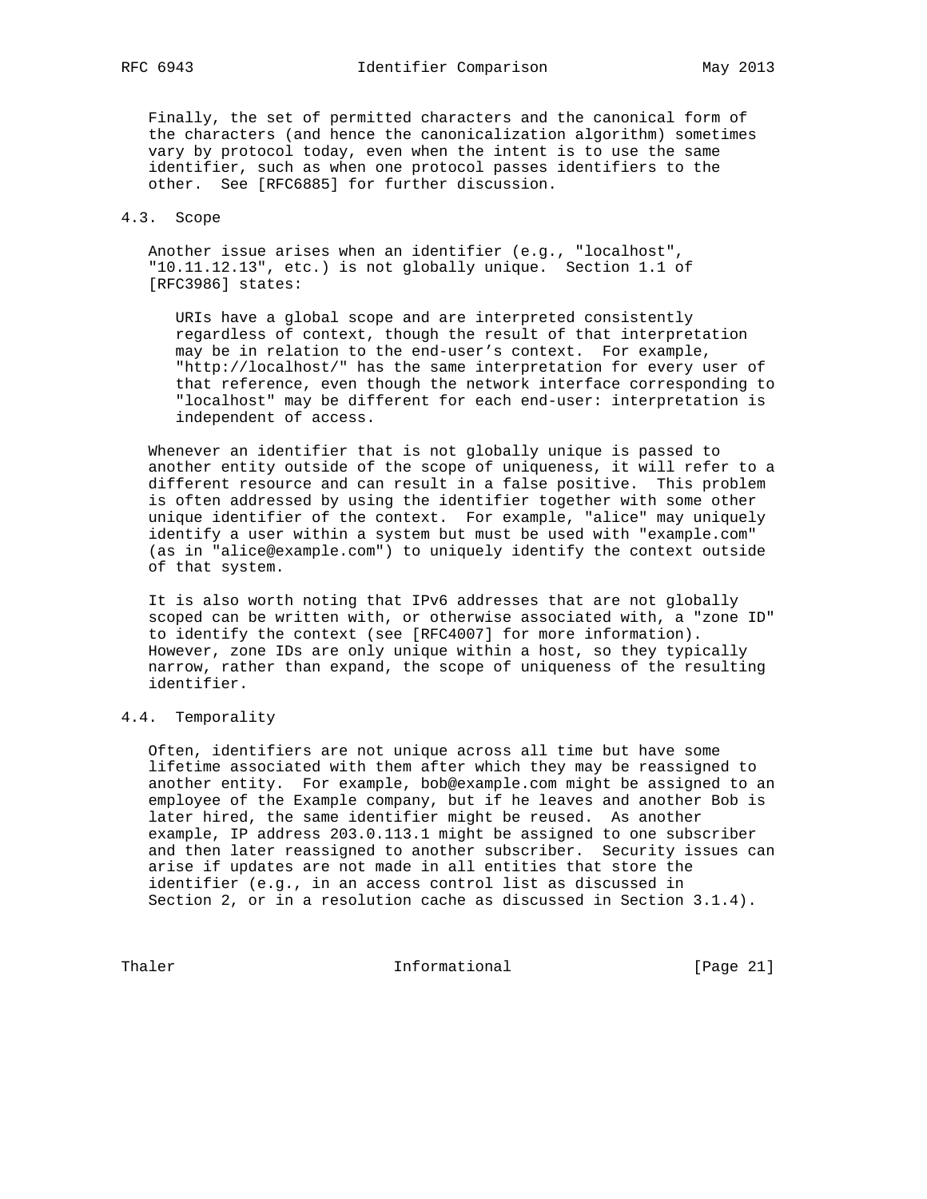Finally, the set of permitted characters and the canonical form of the characters (and hence the canonicalization algorithm) sometimes vary by protocol today, even when the intent is to use the same identifier, such as when one protocol passes identifiers to the other. See [RFC6885] for further discussion.

### 4.3. Scope

Another issue arises when an identifier (e.g., "localhost", "10.11.12.13", etc.) is not globally unique. Section 1.1 of [RFC3986] states:

> URIs have a global scope and are interpreted consistently regardless of context, though the result of that interpretation may be in relation to the end-user's context. For example, "http://localhost/" has the same interpretation for every user of that reference, even though the network interface corresponding to "localhost" may be different for each end-user: interpretation is independent of access.

Whenever an identifier that is not globally unique is passed to another entity outside of the scope of uniqueness, it will refer to a different resource and can result in a false positive. This problem is often addressed by using the identifier together with some other unique identifier of the context. For example, "alice" may uniquely identify a user within a system but must be used with "example.com" (as in "alice@example.com") to uniquely identify the context outside of that system.

It is also worth noting that IPv6 addresses that are not globally scoped can be written with, or otherwise associated with, a "zone ID" to identify the context (see [RFC4007] for more information). However, zone IDs are only unique within a host, so they typically narrow, rather than expand, the scope of uniqueness of the resulting identifier.

### 4.4. Temporality

Often, identifiers are not unique across all time but have some lifetime associated with them after which they may be reassigned to another entity. For example, bob@example.com might be assigned to an employee of the Example company, but if he leaves and another Bob is later hired, the same identifier might be reused. As another example, IP address 203.0.113.1 might be assigned to one subscriber and then later reassigned to another subscriber. Security issues can arise if updates are not made in all entities that store the identifier (e.g., in an access control list as discussed in Section 2, or in a resolution cache as discussed in Section 3.1.4).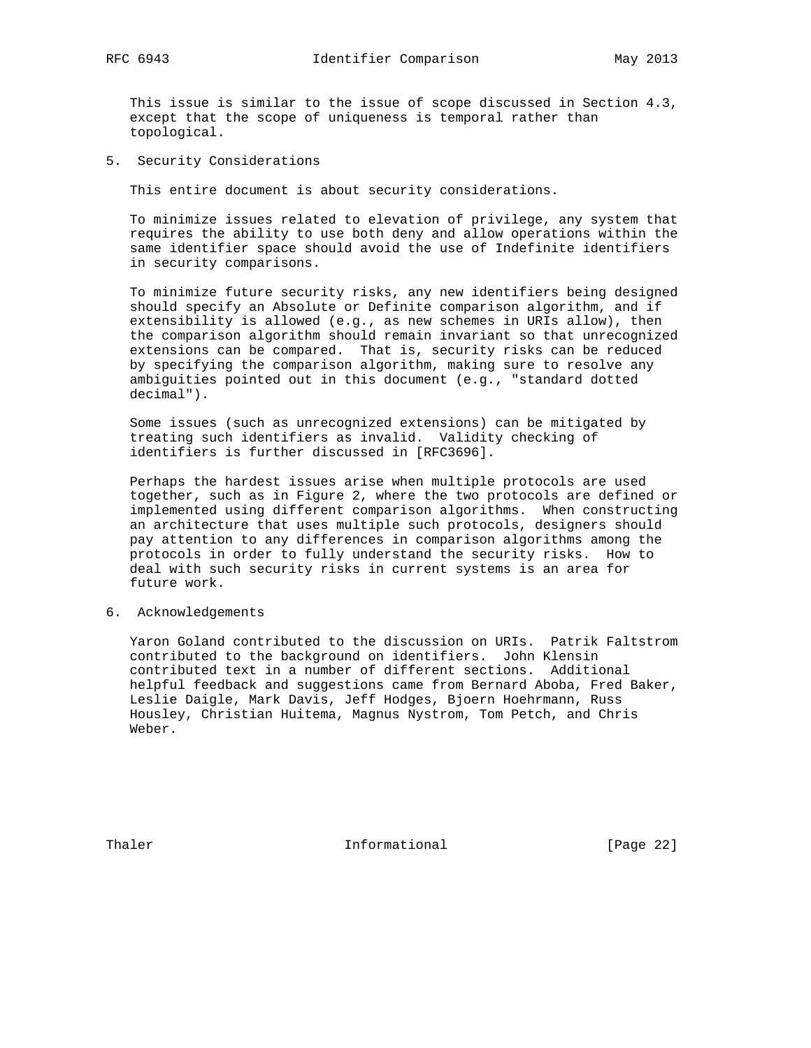This issue is similar to the issue of scope discussed in Section 4.3, except that the scope of uniqueness is temporal rather than topological.

## 5. Security Considerations

This entire document is about security considerations.

To minimize issues related to elevation of privilege, any system that requires the ability to use both deny and allow operations within the same identifier space should avoid the use of Indefinite identifiers in security comparisons.

To minimize future security risks, any new identifiers being designed should specify an Absolute or Definite comparison algorithm, and if extensibility is allowed (e.g., as new schemes in URIs allow), then the comparison algorithm should remain invariant so that unrecognized extensions can be compared. That is, security risks can be reduced by specifying the comparison algorithm, making sure to resolve any ambiguities pointed out in this document (e.g., "standard dotted decimal").

Some issues (such as unrecognized extensions) can be mitigated by treating such identifiers as invalid. Validity checking of identifiers is further discussed in [RFC3696].

Perhaps the hardest issues arise when multiple protocols are used together, such as in Figure 2, where the two protocols are defined or implemented using different comparison algorithms. When constructing an architecture that uses multiple such protocols, designers should pay attention to any differences in comparison algorithms among the protocols in order to fully understand the security risks. How to deal with such security risks in current systems is an area for future work.

## 6. Acknowledgements

Yaron Goland contributed to the discussion on URIs. Patrik Faltstrom contributed to the background on identifiers. John Klensin contributed text in a number of different sections. Additional helpful feedback and suggestions came from Bernard Aboba, Fred Baker, Leslie Daigle, Mark Davis, Jeff Hodges, Bjoern Hoehrmann, Russ Housley, Christian Huitema, Magnus Nystrom, Tom Petch, and Chris Weber.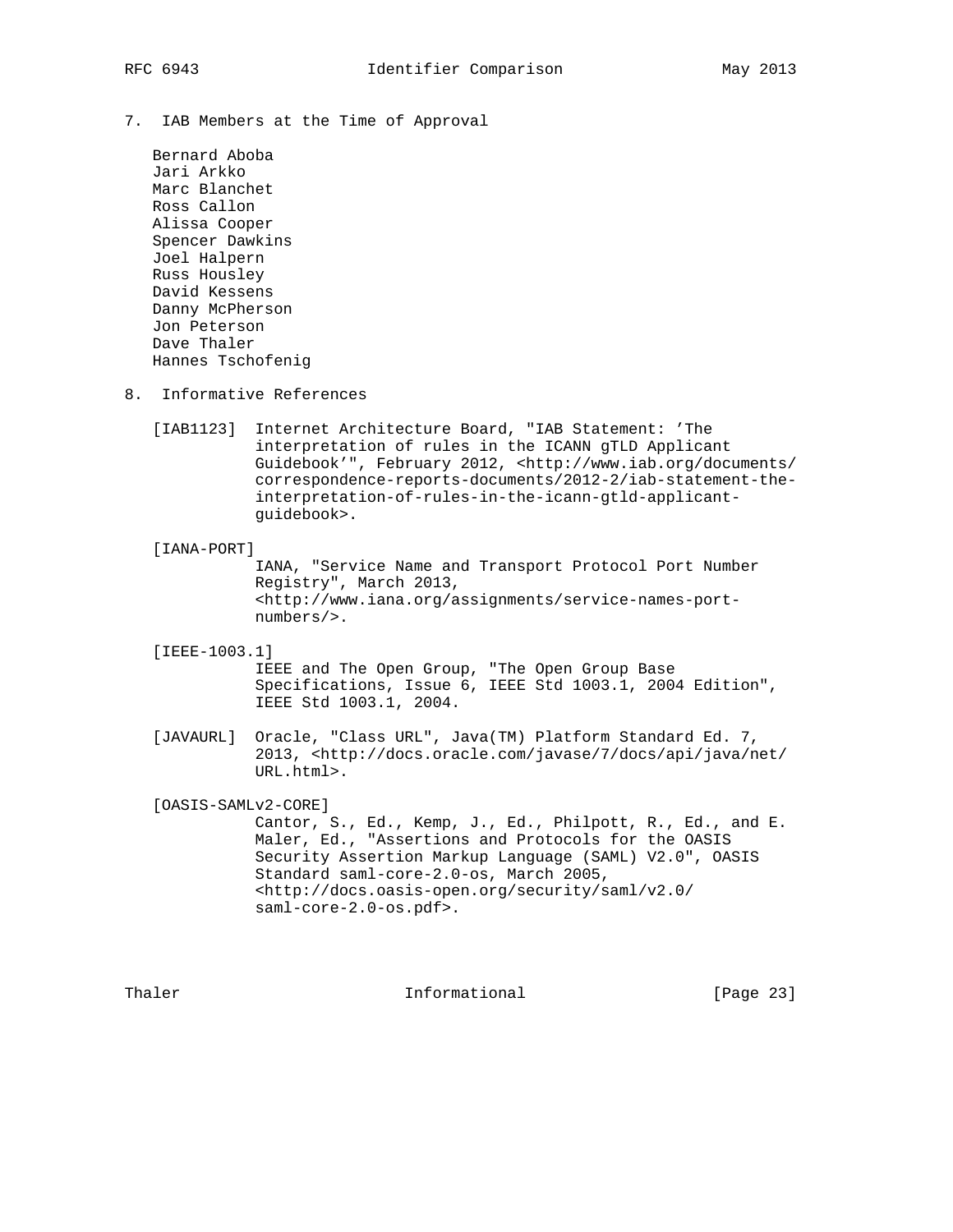## 7. IAB Members at the Time of Approval

Bernard Aboba
Jari Arkko
Marc Blanchet
Ross Callon
Alissa Cooper
Spencer Dawkins
Joel Halpern
Russ Housley
David Kessens
Danny McPherson
Jon Peterson
Dave Thaler
Hannes Tschofenig

## 8. Informative References

[IAB1123] Internet Architecture Board, "IAB Statement: 'The interpretation of rules in the ICANN gTLD Applicant Guidebook'", February 2012, <http://www.iab.org/documents/correspondence-reports-documents/2012-2/iab-statement-the-interpretation-of-rules-in-the-icann-gtld-applicant-guidebook>.

[IANA-PORT] IANA, "Service Name and Transport Protocol Port Number Registry", March 2013, <http://www.iana.org/assignments/service-names-port-numbers/>.

[IEEE-1003.1] IEEE and The Open Group, "The Open Group Base Specifications, Issue 6, IEEE Std 1003.1, 2004 Edition", IEEE Std 1003.1, 2004.

[JAVAURL] Oracle, "Class URL", Java(TM) Platform Standard Ed. 7, 2013, <http://docs.oracle.com/javase/7/docs/api/java/net/URL.html>.

[OASIS-SAMLv2-CORE] Cantor, S., Ed., Kemp, J., Ed., Philpott, R., Ed., and E. Maler, Ed., "Assertions and Protocols for the OASIS Security Assertion Markup Language (SAML) V2.0", OASIS Standard saml-core-2.0-os, March 2005, <http://docs.oasis-open.org/security/saml/v2.0/saml-core-2.0-os.pdf>.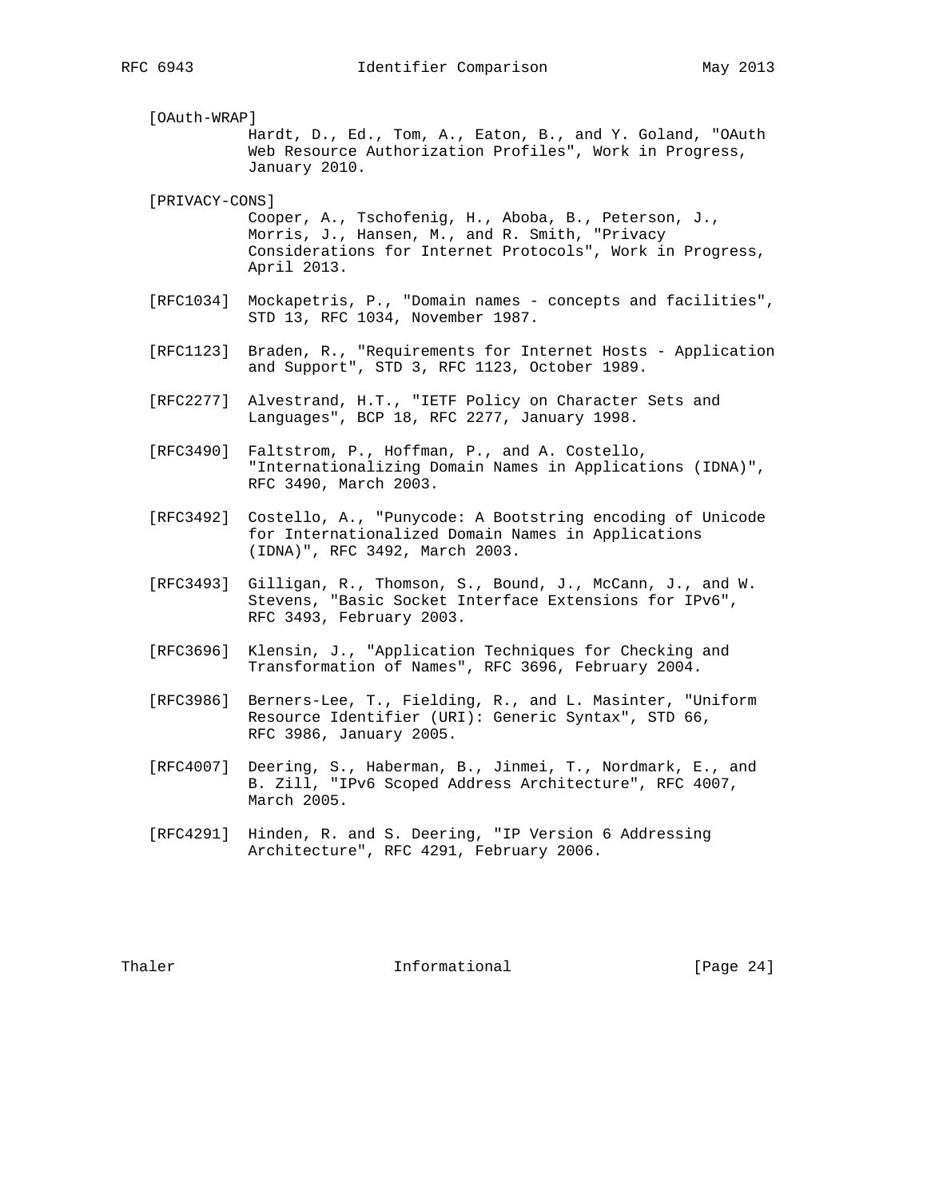[OAuth-WRAP]
Hardt, D., Ed., Tom, A., Eaton, B., and Y. Goland, "OAuth Web Resource Authorization Profiles", Work in Progress, January 2010.

[PRIVACY-CONS]
Cooper, A., Tschofenig, H., Aboba, B., Peterson, J., Morris, J., Hansen, M., and R. Smith, "Privacy Considerations for Internet Protocols", Work in Progress, April 2013.

[RFC1034] Mockapetris, P., "Domain names - concepts and facilities", STD 13, RFC 1034, November 1987.

[RFC1123] Braden, R., "Requirements for Internet Hosts - Application and Support", STD 3, RFC 1123, October 1989.

[RFC2277] Alvestrand, H.T., "IETF Policy on Character Sets and Languages", BCP 18, RFC 2277, January 1998.

[RFC3490] Faltstrom, P., Hoffman, P., and A. Costello, "Internationalizing Domain Names in Applications (IDNA)", RFC 3490, March 2003.

[RFC3492] Costello, A., "Punycode: A Bootstring encoding of Unicode for Internationalized Domain Names in Applications (IDNA)", RFC 3492, March 2003.

[RFC3493] Gilligan, R., Thomson, S., Bound, J., McCann, J., and W. Stevens, "Basic Socket Interface Extensions for IPv6", RFC 3493, February 2003.

[RFC3696] Klensin, J., "Application Techniques for Checking and Transformation of Names", RFC 3696, February 2004.

[RFC3986] Berners-Lee, T., Fielding, R., and L. Masinter, "Uniform Resource Identifier (URI): Generic Syntax", STD 66, RFC 3986, January 2005.

[RFC4007] Deering, S., Haberman, B., Jinmei, T., Nordmark, E., and B. Zill, "IPv6 Scoped Address Architecture", RFC 4007, March 2005.

[RFC4291] Hinden, R. and S. Deering, "IP Version 6 Addressing Architecture", RFC 4291, February 2006.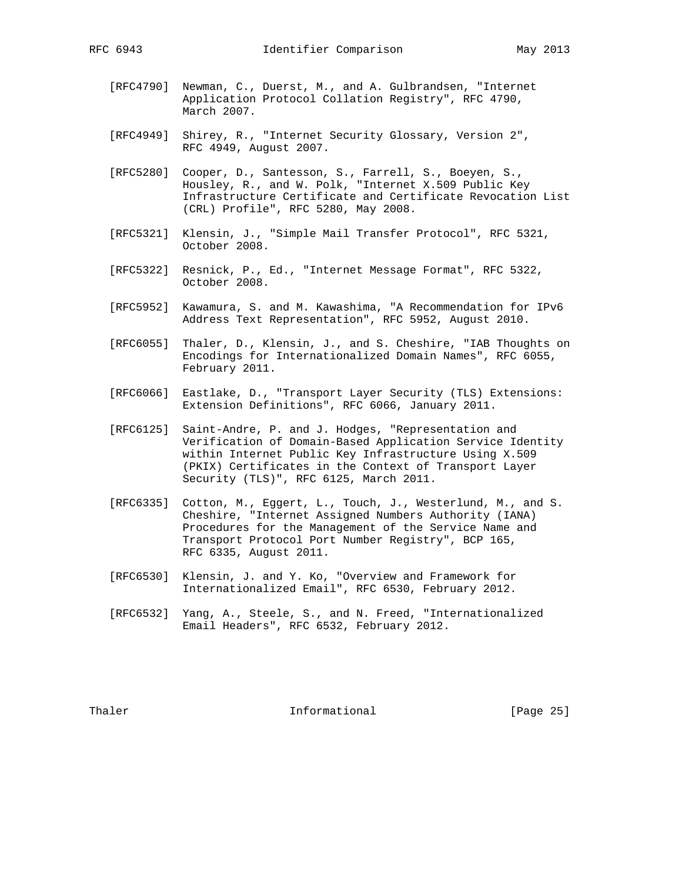[RFC4790] Newman, C., Duerst, M., and A. Gulbrandsen, "Internet Application Protocol Collation Registry", RFC 4790, March 2007.

[RFC4949] Shirey, R., "Internet Security Glossary, Version 2", RFC 4949, August 2007.

[RFC5280] Cooper, D., Santesson, S., Farrell, S., Boeyen, S., Housley, R., and W. Polk, "Internet X.509 Public Key Infrastructure Certificate and Certificate Revocation List (CRL) Profile", RFC 5280, May 2008.

[RFC5321] Klensin, J., "Simple Mail Transfer Protocol", RFC 5321, October 2008.

[RFC5322] Resnick, P., Ed., "Internet Message Format", RFC 5322, October 2008.

[RFC5952] Kawamura, S. and M. Kawashima, "A Recommendation for IPv6 Address Text Representation", RFC 5952, August 2010.

[RFC6055] Thaler, D., Klensin, J., and S. Cheshire, "IAB Thoughts on Encodings for Internationalized Domain Names", RFC 6055, February 2011.

[RFC6066] Eastlake, D., "Transport Layer Security (TLS) Extensions: Extension Definitions", RFC 6066, January 2011.

[RFC6125] Saint-Andre, P. and J. Hodges, "Representation and Verification of Domain-Based Application Service Identity within Internet Public Key Infrastructure Using X.509 (PKIX) Certificates in the Context of Transport Layer Security (TLS)", RFC 6125, March 2011.

[RFC6335] Cotton, M., Eggert, L., Touch, J., Westerlund, M., and S. Cheshire, "Internet Assigned Numbers Authority (IANA) Procedures for the Management of the Service Name and Transport Protocol Port Number Registry", BCP 165, RFC 6335, August 2011.

[RFC6530] Klensin, J. and Y. Ko, "Overview and Framework for Internationalized Email", RFC 6530, February 2012.

[RFC6532] Yang, A., Steele, S., and N. Freed, "Internationalized Email Headers", RFC 6532, February 2012.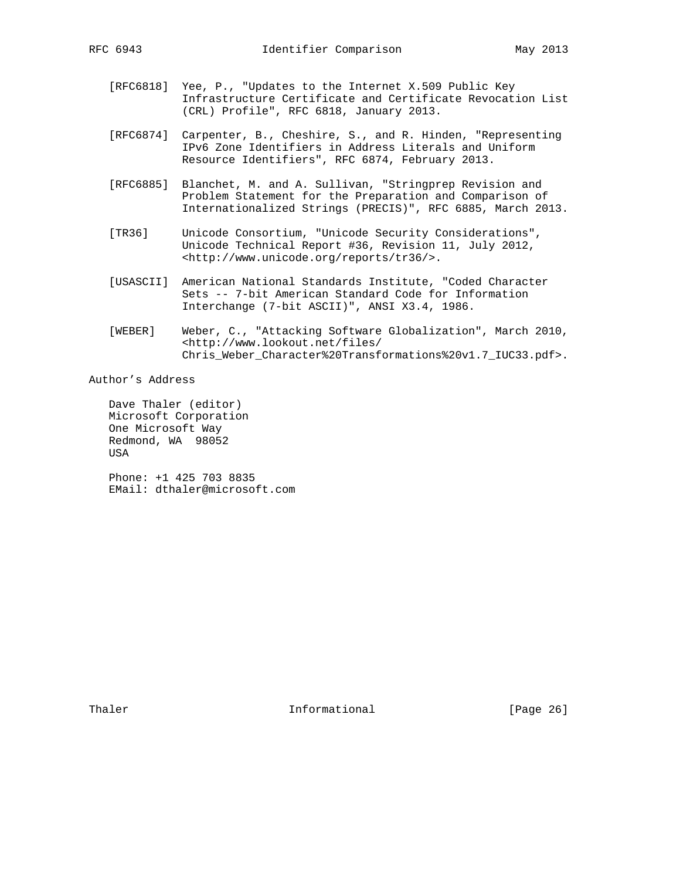[RFC6818] Yee, P., "Updates to the Internet X.509 Public Key Infrastructure Certificate and Certificate Revocation List (CRL) Profile", RFC 6818, January 2013.

[RFC6874] Carpenter, B., Cheshire, S., and R. Hinden, "Representing IPv6 Zone Identifiers in Address Literals and Uniform Resource Identifiers", RFC 6874, February 2013.

[RFC6885] Blanchet, M. and A. Sullivan, "Stringprep Revision and Problem Statement for the Preparation and Comparison of Internationalized Strings (PRECIS)", RFC 6885, March 2013.

[TR36] Unicode Consortium, "Unicode Security Considerations", Unicode Technical Report #36, Revision 11, July 2012, <http://www.unicode.org/reports/tr36/>.

[USASCII] American National Standards Institute, "Coded Character Sets -- 7-bit American Standard Code for Information Interchange (7-bit ASCII)", ANSI X3.4, 1986.

[WEBER] Weber, C., "Attacking Software Globalization", March 2010, <http://www.lookout.net/files/Chris_Weber_Character%20Transformations%20v1.7_IUC33.pdf>.

## Author's Address

Dave Thaler (editor)
Microsoft Corporation
One Microsoft Way
Redmond, WA 98052
USA

Phone: +1 425 703 8835
EMail: dthaler@microsoft.com